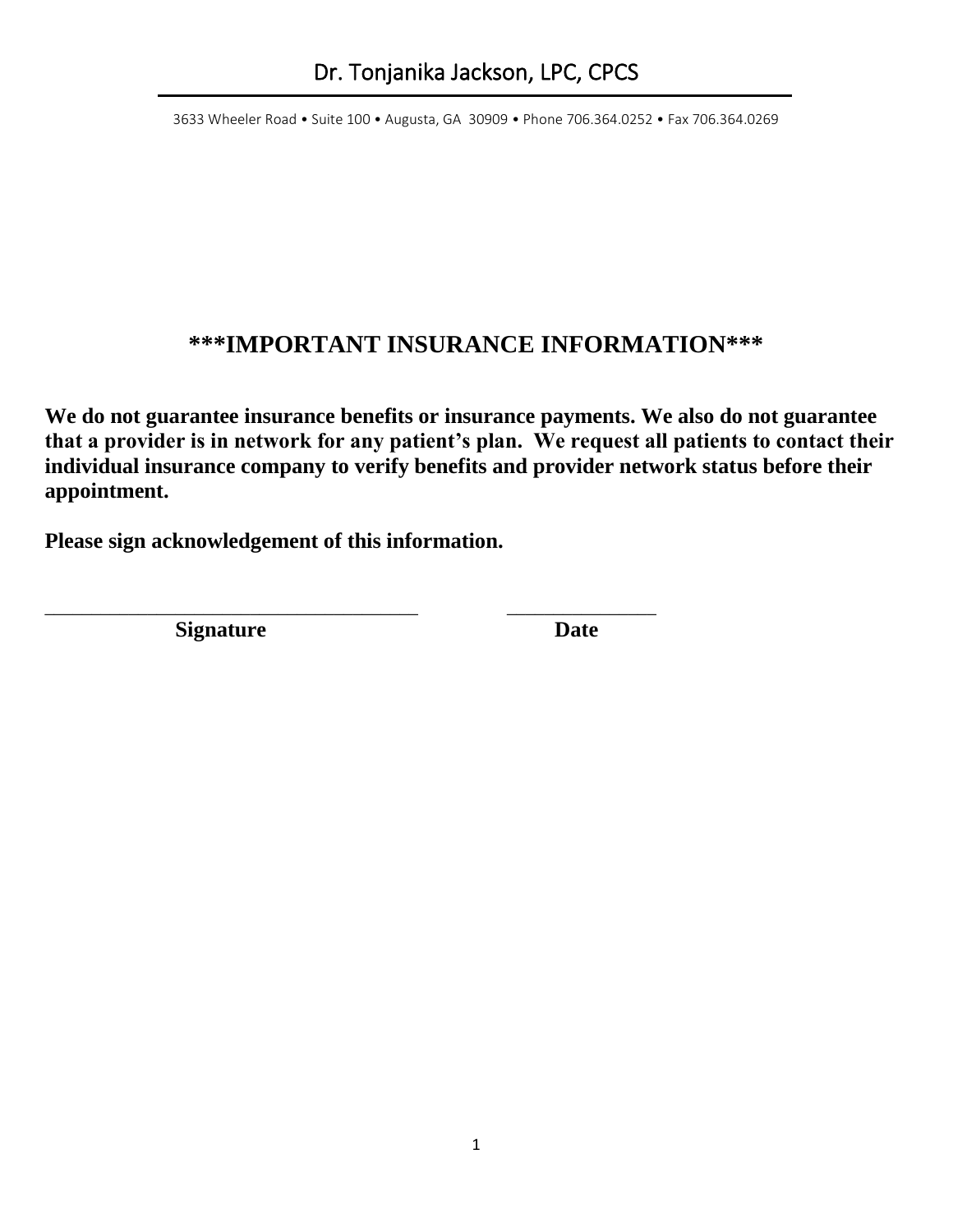# Dr. Tonjanika Jackson, LPC, CPCS

3633 Wheeler Road • Suite 100 • Augusta, GA 30909 • Phone 706.364.0252 • Fax 706.364.0269

## ***IMPORTANT INSURANCE INFORMATION***

**We do not guarantee insurance benefits or insurance payments. We also do not guarantee that a provider is in network for any patient's plan. We request all patients to contact their individual insurance company to verify benefits and provider network status before their appointment.**

**Please sign acknowledgement of this information.**

\_\_\_\_\_\_\_\_\_\_\_\_\_\_\_\_\_\_\_\_\_\_\_\_\_\_\_\_\_\_\_\_\_\_\_\_ \_\_\_\_\_\_\_\_\_\_\_\_\_\_\_

**Signature** **Date**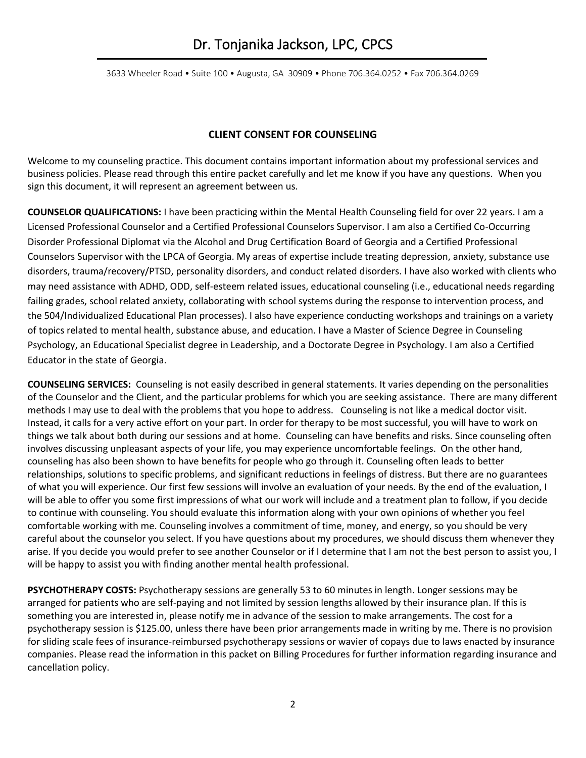# Dr. Tonjanika Jackson, LPC, CPCS

3633 Wheeler Road • Suite 100 • Augusta, GA 30909 • Phone 706.364.0252 • Fax 706.364.0269

## CLIENT CONSENT FOR COUNSELING

Welcome to my counseling practice. This document contains important information about my professional services and business policies. Please read through this entire packet carefully and let me know if you have any questions. When you sign this document, it will represent an agreement between us.

**COUNSELOR QUALIFICATIONS:** I have been practicing within the Mental Health Counseling field for over 22 years. I am a Licensed Professional Counselor and a Certified Professional Counselors Supervisor. I am also a Certified Co-Occurring Disorder Professional Diplomat via the Alcohol and Drug Certification Board of Georgia and a Certified Professional Counselors Supervisor with the LPCA of Georgia. My areas of expertise include treating depression, anxiety, substance use disorders, trauma/recovery/PTSD, personality disorders, and conduct related disorders. I have also worked with clients who may need assistance with ADHD, ODD, self-esteem related issues, educational counseling (i.e., educational needs regarding failing grades, school related anxiety, collaborating with school systems during the response to intervention process, and the 504/Individualized Educational Plan processes). I also have experience conducting workshops and trainings on a variety of topics related to mental health, substance abuse, and education. I have a Master of Science Degree in Counseling Psychology, an Educational Specialist degree in Leadership, and a Doctorate Degree in Psychology. I am also a Certified Educator in the state of Georgia.

**COUNSELING SERVICES:** Counseling is not easily described in general statements. It varies depending on the personalities of the Counselor and the Client, and the particular problems for which you are seeking assistance. There are many different methods I may use to deal with the problems that you hope to address. Counseling is not like a medical doctor visit. Instead, it calls for a very active effort on your part. In order for therapy to be most successful, you will have to work on things we talk about both during our sessions and at home. Counseling can have benefits and risks. Since counseling often involves discussing unpleasant aspects of your life, you may experience uncomfortable feelings. On the other hand, counseling has also been shown to have benefits for people who go through it. Counseling often leads to better relationships, solutions to specific problems, and significant reductions in feelings of distress. But there are no guarantees of what you will experience. Our first few sessions will involve an evaluation of your needs. By the end of the evaluation, I will be able to offer you some first impressions of what our work will include and a treatment plan to follow, if you decide to continue with counseling. You should evaluate this information along with your own opinions of whether you feel comfortable working with me. Counseling involves a commitment of time, money, and energy, so you should be very careful about the counselor you select. If you have questions about my procedures, we should discuss them whenever they arise. If you decide you would prefer to see another Counselor or if I determine that I am not the best person to assist you, I will be happy to assist you with finding another mental health professional.

**PSYCHOTHERAPY COSTS:** Psychotherapy sessions are generally 53 to 60 minutes in length. Longer sessions may be arranged for patients who are self-paying and not limited by session lengths allowed by their insurance plan. If this is something you are interested in, please notify me in advance of the session to make arrangements. The cost for a psychotherapy session is $125.00, unless there have been prior arrangements made in writing by me. There is no provision for sliding scale fees of insurance-reimbursed psychotherapy sessions or wavier of copays due to laws enacted by insurance companies. Please read the information in this packet on Billing Procedures for further information regarding insurance and cancellation policy.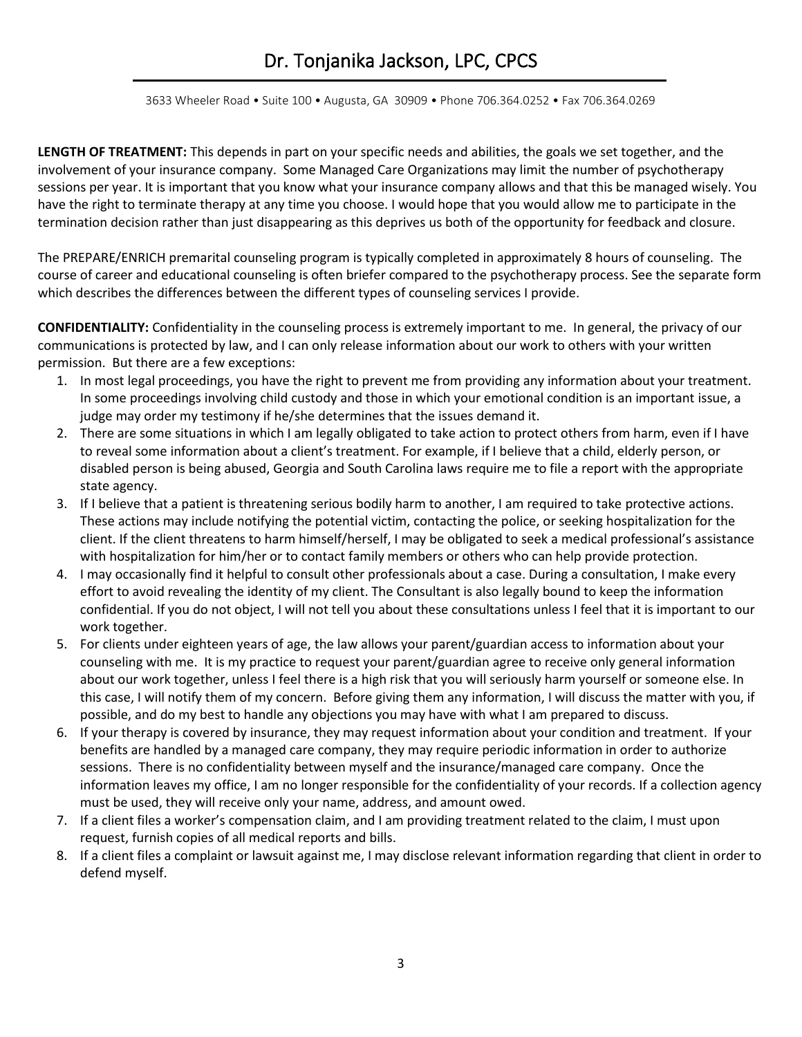**LENGTH OF TREATMENT:** This depends in part on your specific needs and abilities, the goals we set together, and the involvement of your insurance company. Some Managed Care Organizations may limit the number of psychotherapy sessions per year. It is important that you know what your insurance company allows and that this be managed wisely. You have the right to terminate therapy at any time you choose. I would hope that you would allow me to participate in the termination decision rather than just disappearing as this deprives us both of the opportunity for feedback and closure.

The PREPARE/ENRICH premarital counseling program is typically completed in approximately 8 hours of counseling. The course of career and educational counseling is often briefer compared to the psychotherapy process. See the separate form which describes the differences between the different types of counseling services I provide.

**CONFIDENTIALITY:** Confidentiality in the counseling process is extremely important to me. In general, the privacy of our communications is protected by law, and I can only release information about our work to others with your written permission. But there are a few exceptions:

1. In most legal proceedings, you have the right to prevent me from providing any information about your treatment. In some proceedings involving child custody and those in which your emotional condition is an important issue, a judge may order my testimony if he/she determines that the issues demand it.
2. There are some situations in which I am legally obligated to take action to protect others from harm, even if I have to reveal some information about a client's treatment. For example, if I believe that a child, elderly person, or disabled person is being abused, Georgia and South Carolina laws require me to file a report with the appropriate state agency.
3. If I believe that a patient is threatening serious bodily harm to another, I am required to take protective actions. These actions may include notifying the potential victim, contacting the police, or seeking hospitalization for the client. If the client threatens to harm himself/herself, I may be obligated to seek a medical professional's assistance with hospitalization for him/her or to contact family members or others who can help provide protection.
4. I may occasionally find it helpful to consult other professionals about a case. During a consultation, I make every effort to avoid revealing the identity of my client. The Consultant is also legally bound to keep the information confidential. If you do not object, I will not tell you about these consultations unless I feel that it is important to our work together.
5. For clients under eighteen years of age, the law allows your parent/guardian access to information about your counseling with me. It is my practice to request your parent/guardian agree to receive only general information about our work together, unless I feel there is a high risk that you will seriously harm yourself or someone else. In this case, I will notify them of my concern. Before giving them any information, I will discuss the matter with you, if possible, and do my best to handle any objections you may have with what I am prepared to discuss.
6. If your therapy is covered by insurance, they may request information about your condition and treatment. If your benefits are handled by a managed care company, they may require periodic information in order to authorize sessions. There is no confidentiality between myself and the insurance/managed care company. Once the information leaves my office, I am no longer responsible for the confidentiality of your records. If a collection agency must be used, they will receive only your name, address, and amount owed.
7. If a client files a worker's compensation claim, and I am providing treatment related to the claim, I must upon request, furnish copies of all medical reports and bills.
8. If a client files a complaint or lawsuit against me, I may disclose relevant information regarding that client in order to defend myself.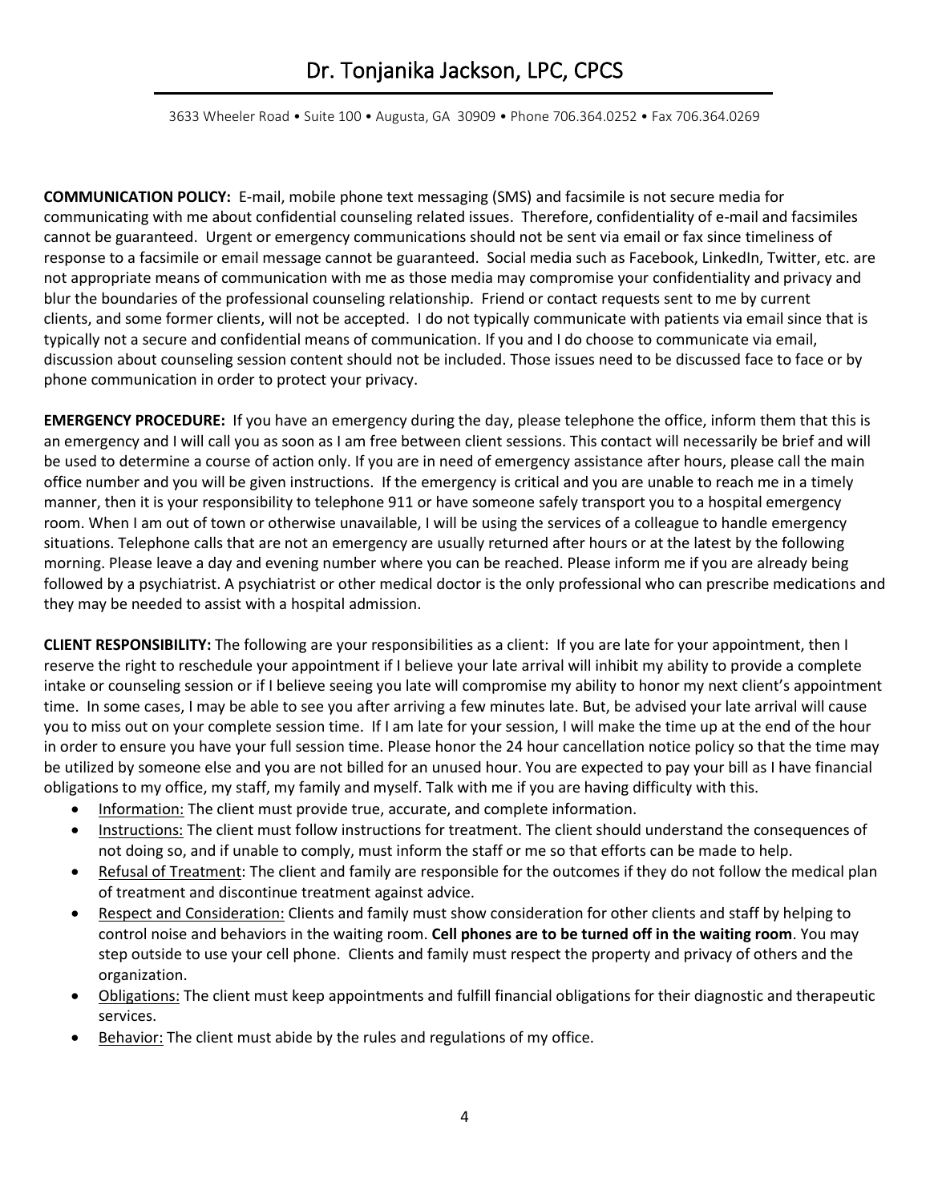**COMMUNICATION POLICY:** E-mail, mobile phone text messaging (SMS) and facsimile is not secure media for communicating with me about confidential counseling related issues. Therefore, confidentiality of e-mail and facsimiles cannot be guaranteed. Urgent or emergency communications should not be sent via email or fax since timeliness of response to a facsimile or email message cannot be guaranteed. Social media such as Facebook, LinkedIn, Twitter, etc. are not appropriate means of communication with me as those media may compromise your confidentiality and privacy and blur the boundaries of the professional counseling relationship. Friend or contact requests sent to me by current clients, and some former clients, will not be accepted. I do not typically communicate with patients via email since that is typically not a secure and confidential means of communication. If you and I do choose to communicate via email, discussion about counseling session content should not be included. Those issues need to be discussed face to face or by phone communication in order to protect your privacy.

**EMERGENCY PROCEDURE:** If you have an emergency during the day, please telephone the office, inform them that this is an emergency and I will call you as soon as I am free between client sessions. This contact will necessarily be brief and will be used to determine a course of action only. If you are in need of emergency assistance after hours, please call the main office number and you will be given instructions. If the emergency is critical and you are unable to reach me in a timely manner, then it is your responsibility to telephone 911 or have someone safely transport you to a hospital emergency room. When I am out of town or otherwise unavailable, I will be using the services of a colleague to handle emergency situations. Telephone calls that are not an emergency are usually returned after hours or at the latest by the following morning. Please leave a day and evening number where you can be reached. Please inform me if you are already being followed by a psychiatrist. A psychiatrist or other medical doctor is the only professional who can prescribe medications and they may be needed to assist with a hospital admission.

**CLIENT RESPONSIBILITY:** The following are your responsibilities as a client: If you are late for your appointment, then I reserve the right to reschedule your appointment if I believe your late arrival will inhibit my ability to provide a complete intake or counseling session or if I believe seeing you late will compromise my ability to honor my next client's appointment time. In some cases, I may be able to see you after arriving a few minutes late. But, be advised your late arrival will cause you to miss out on your complete session time. If I am late for your session, I will make the time up at the end of the hour in order to ensure you have your full session time. Please honor the 24 hour cancellation notice policy so that the time may be utilized by someone else and you are not billed for an unused hour. You are expected to pay your bill as I have financial obligations to my office, my staff, my family and myself. Talk with me if you are having difficulty with this.

- Information: The client must provide true, accurate, and complete information.
- Instructions: The client must follow instructions for treatment. The client should understand the consequences of not doing so, and if unable to comply, must inform the staff or me so that efforts can be made to help.
- Refusal of Treatment: The client and family are responsible for the outcomes if they do not follow the medical plan of treatment and discontinue treatment against advice.
- Respect and Consideration: Clients and family must show consideration for other clients and staff by helping to control noise and behaviors in the waiting room. **Cell phones are to be turned off in the waiting room**. You may step outside to use your cell phone. Clients and family must respect the property and privacy of others and the organization.
- Obligations: The client must keep appointments and fulfill financial obligations for their diagnostic and therapeutic services.
- Behavior: The client must abide by the rules and regulations of my office.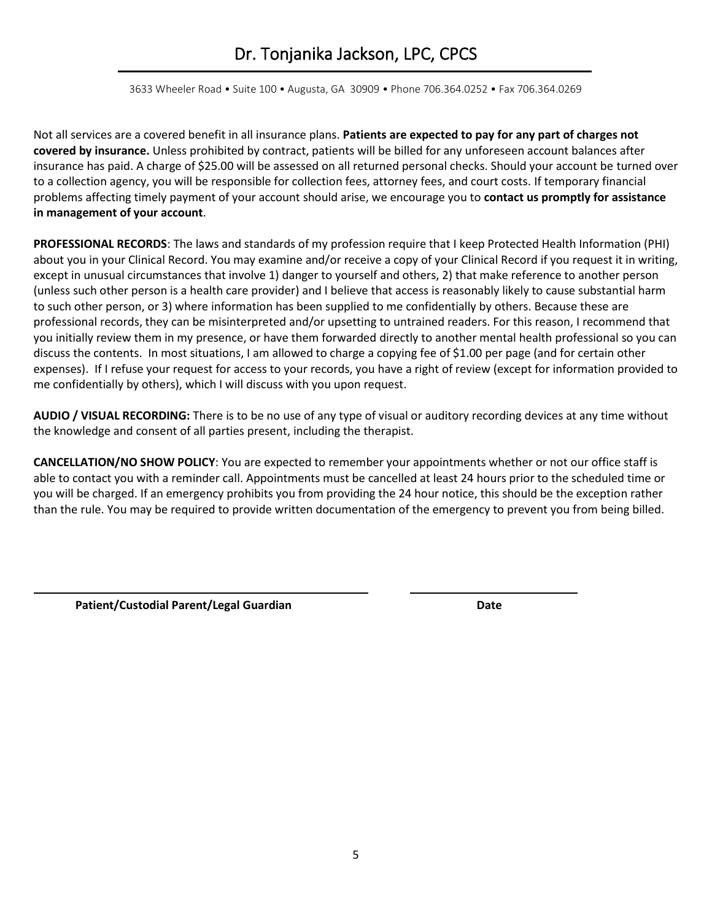Not all services are a covered benefit in all insurance plans. **Patients are expected to pay for any part of charges not covered by insurance.** Unless prohibited by contract, patients will be billed for any unforeseen account balances after insurance has paid. A charge of $25.00 will be assessed on all returned personal checks. Should your account be turned over to a collection agency, you will be responsible for collection fees, attorney fees, and court costs. If temporary financial problems affecting timely payment of your account should arise, we encourage you to **contact us promptly for assistance in management of your account**.

**PROFESSIONAL RECORDS**: The laws and standards of my profession require that I keep Protected Health Information (PHI) about you in your Clinical Record. You may examine and/or receive a copy of your Clinical Record if you request it in writing, except in unusual circumstances that involve 1) danger to yourself and others, 2) that make reference to another person (unless such other person is a health care provider) and I believe that access is reasonably likely to cause substantial harm to such other person, or 3) where information has been supplied to me confidentially by others. Because these are professional records, they can be misinterpreted and/or upsetting to untrained readers. For this reason, I recommend that you initially review them in my presence, or have them forwarded directly to another mental health professional so you can discuss the contents. In most situations, I am allowed to charge a copying fee of $1.00 per page (and for certain other expenses). If I refuse your request for access to your records, you have a right of review (except for information provided to me confidentially by others), which I will discuss with you upon request.

**AUDIO / VISUAL RECORDING:** There is to be no use of any type of visual or auditory recording devices at any time without the knowledge and consent of all parties present, including the therapist.

**CANCELLATION/NO SHOW POLICY**: You are expected to remember your appointments whether or not our office staff is able to contact you with a reminder call. Appointments must be cancelled at least 24 hours prior to the scheduled time or you will be charged. If an emergency prohibits you from providing the 24 hour notice, this should be the exception rather than the rule. You may be required to provide written documentation of the emergency to prevent you from being billed.

\_\_\_\_\_\_\_\_\_\_\_\_\_\_\_\_\_\_\_\_\_\_\_\_\_\_\_\_\_\_\_\_\_\_\_\_\_\_\_\_ \_\_\_\_\_\_\_\_\_\_\_\_\_\_\_\_\_\_\_\_

**Patient/Custodial Parent/Legal Guardian** **Date**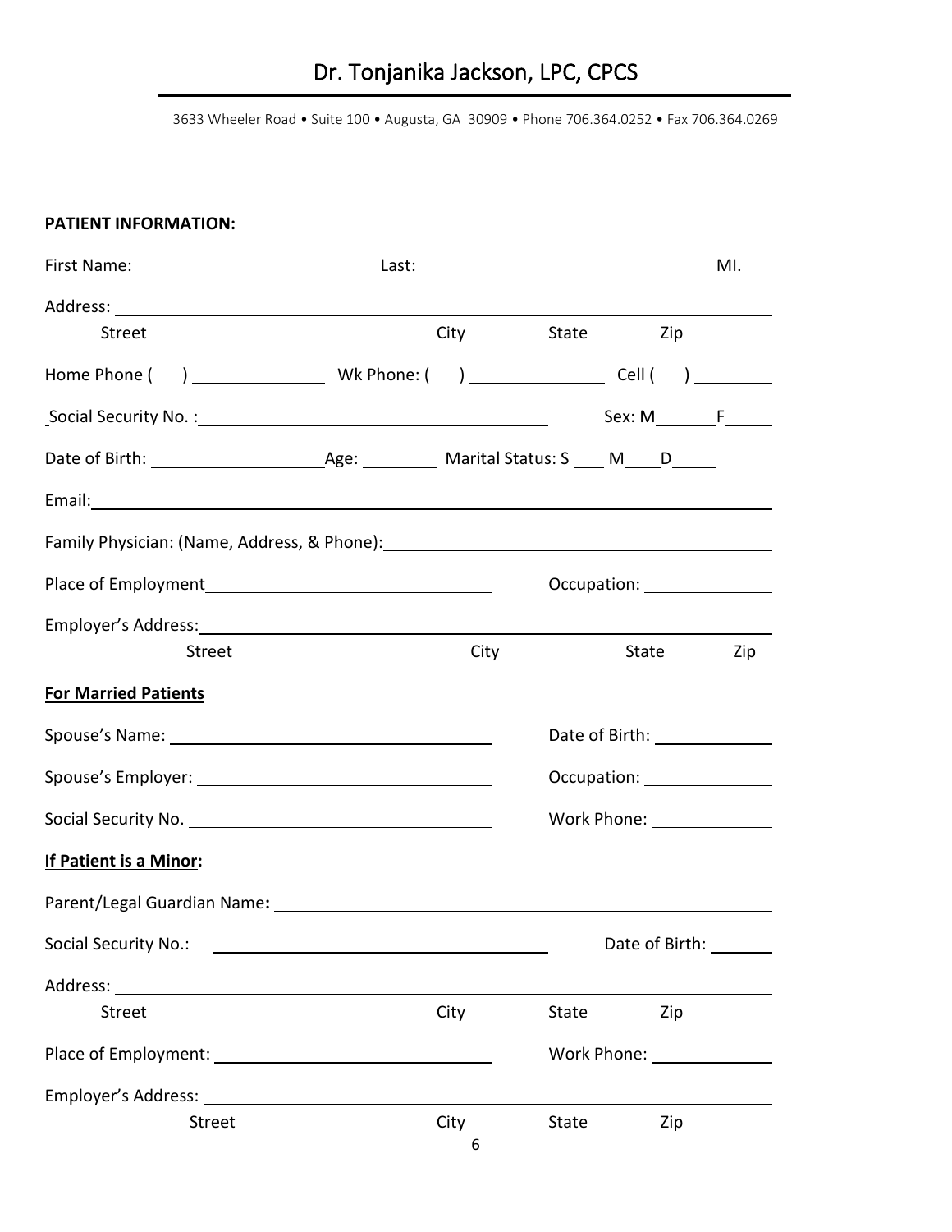# Dr. Tonjanika Jackson, LPC, CPCS

3633 Wheeler Road • Suite 100 • Augusta, GA 30909 • Phone 706.364.0252 • Fax 706.364.0269

**PATIENT INFORMATION:**

First Name:______________________ Last:__________________________ MI. ___

Address: ______________________________________________________________
Street City State Zip

Home Phone ( ) _______________ Wk Phone: ( ) _______________ Cell ( ) _________

Social Security No. :________________________________________ Sex: M______F_____

Date of Birth: ___________________Age: ________ Marital Status: S ___ M____D_____

Email:_________________________________________________________________

Family Physician: (Name, Address, & Phone):_________________________________

Place of Employment______________________________ Occupation: ______________

Employer's Address:______________________________________________________
Street City State Zip

**<u>For Married Patients</u>**

Spouse's Name: ____________________________________ Date of Birth: _____________

Spouse's Employer: _________________________________ Occupation: ______________

Social Security No. _________________________________ Work Phone: _____________

**<u>If Patient is a Minor</u>:**

Parent/Legal Guardian Name**:** _______________________________________________

Social Security No.: ________________________________________ Date of Birth: _______

Address: ______________________________________________________________
Street City State Zip

Place of Employment: ______________________________ Work Phone: _____________

Employer's Address: _______________________________________________________
Street City State Zip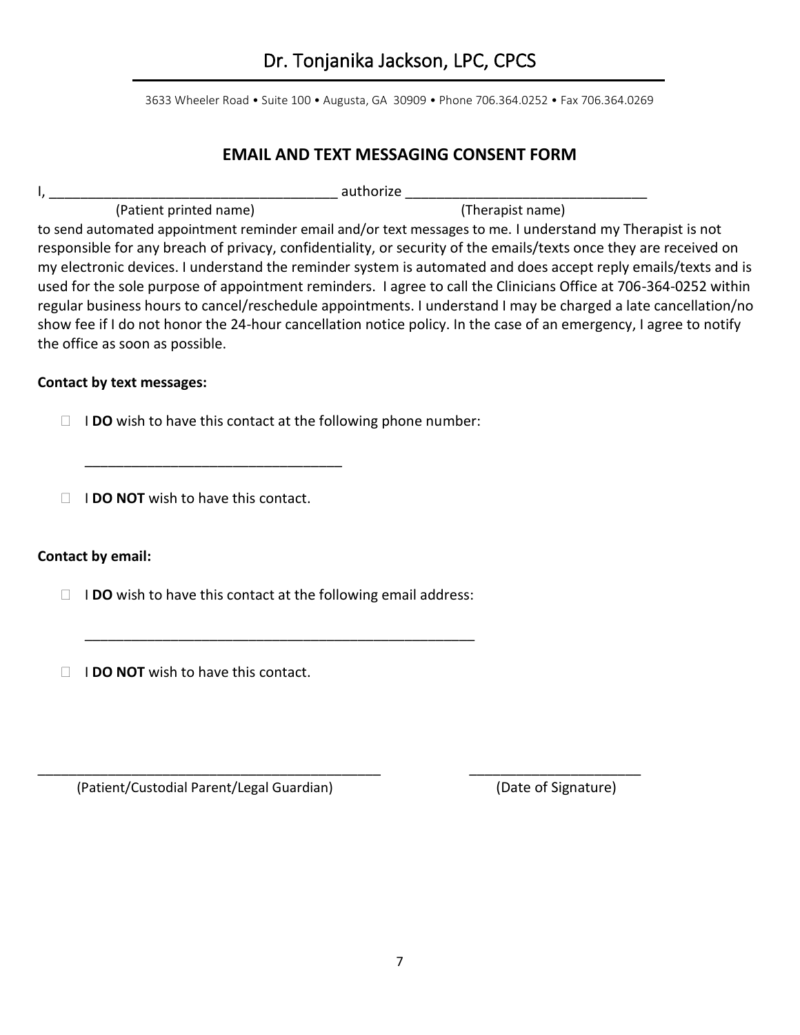# Dr. Tonjanika Jackson, LPC, CPCS

3633 Wheeler Road • Suite 100 • Augusta, GA 30909 • Phone 706.364.0252 • Fax 706.364.0269

## EMAIL AND TEXT MESSAGING CONSENT FORM

I, ______________________________________ authorize ________________________________
(Patient printed name) (Therapist name)

to send automated appointment reminder email and/or text messages to me. I understand my Therapist is not responsible for any breach of privacy, confidentiality, or security of the emails/texts once they are received on my electronic devices. I understand the reminder system is automated and does accept reply emails/texts and is used for the sole purpose of appointment reminders. I agree to call the Clinicians Office at 706-364-0252 within regular business hours to cancel/reschedule appointments. I understand I may be charged a late cancellation/no show fee if I do not honor the 24-hour cancellation notice policy. In the case of an emergency, I agree to notify the office as soon as possible.

**Contact by text messages:**

- ☐ I **DO** wish to have this contact at the following phone number:

  __________________________________

- ☐ I **DO NOT** wish to have this contact.

**Contact by email:**

- ☐ I **DO** wish to have this contact at the following email address:

  ____________________________________________________

- ☐ I **DO NOT** wish to have this contact.

______________________________________________ ______________________
(Patient/Custodial Parent/Legal Guardian) (Date of Signature)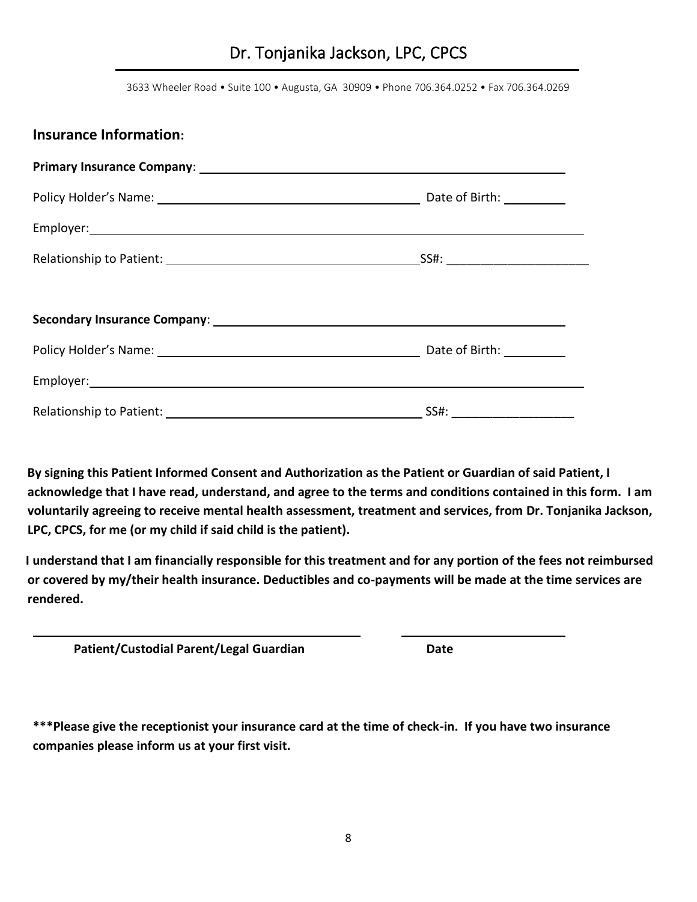# Dr. Tonjanika Jackson, LPC, CPCS

3633 Wheeler Road • Suite 100 • Augusta, GA 30909 • Phone 706.364.0252 • Fax 706.364.0269

## Insurance Information:

**Primary Insurance Company**: ______________________________________________

Policy Holder's Name: ________________________________ Date of Birth: __________

Employer: ____________________________________________________________

Relationship to Patient: ________________________________ SS#: ______________________

**Secondary Insurance Company**: ______________________________________________

Policy Holder's Name: ________________________________ Date of Birth: __________

Employer: ____________________________________________________________

Relationship to Patient: ________________________________ SS#: ___________________

**By signing this Patient Informed Consent and Authorization as the Patient or Guardian of said Patient, I acknowledge that I have read, understand, and agree to the terms and conditions contained in this form. I am voluntarily agreeing to receive mental health assessment, treatment and services, from Dr. Tonjanika Jackson, LPC, CPCS, for me (or my child if said child is the patient).**

**I understand that I am financially responsible for this treatment and for any portion of the fees not reimbursed or covered by my/their health insurance. Deductibles and co-payments will be made at the time services are rendered.**

______________________________________________ ____________________________

**Patient/Custodial Parent/Legal Guardian** **Date**

**\*\*\*Please give the receptionist your insurance card at the time of check-in. If you have two insurance companies please inform us at your first visit.**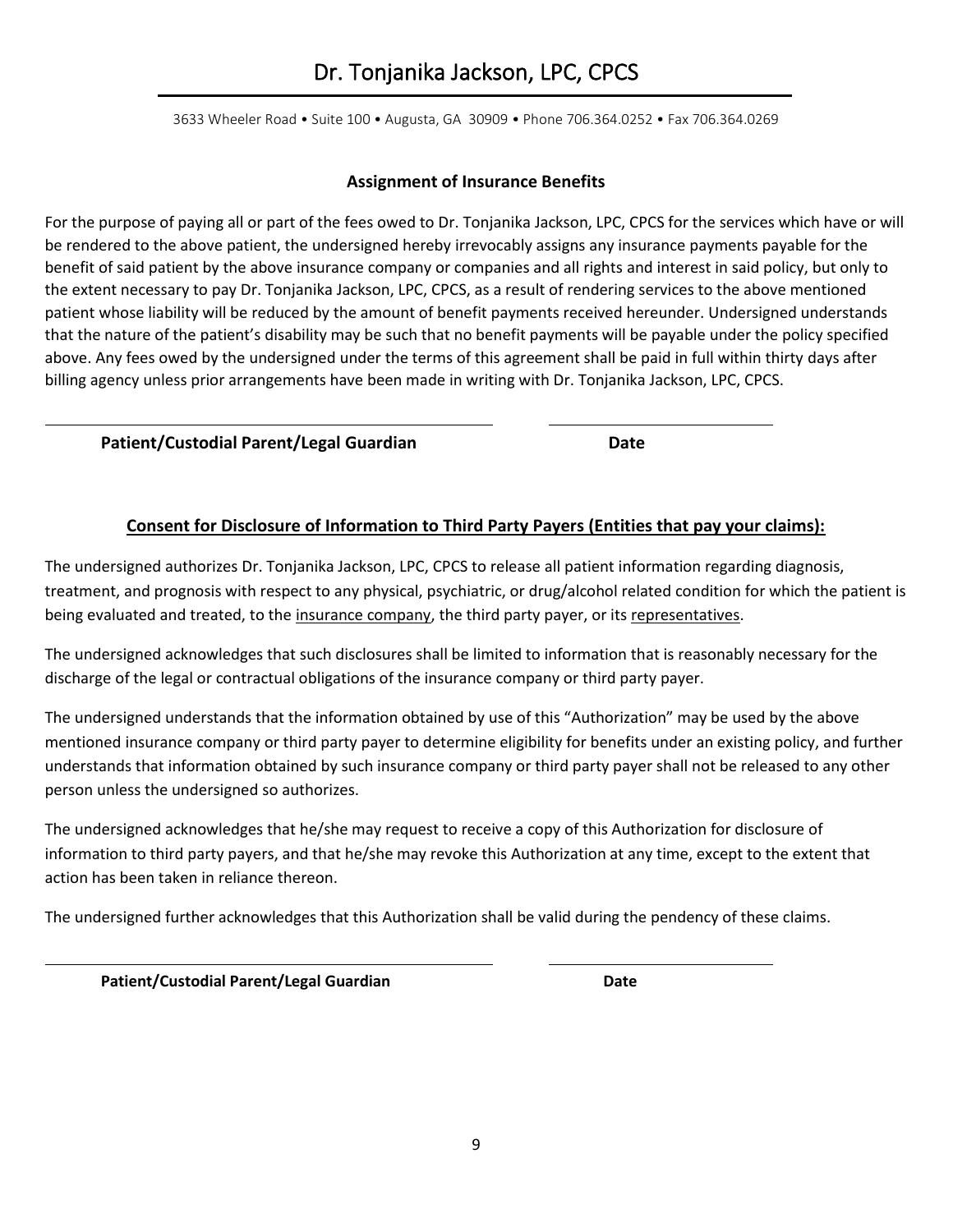# Dr. Tonjanika Jackson, LPC, CPCS

3633 Wheeler Road • Suite 100 • Augusta, GA 30909 • Phone 706.364.0252 • Fax 706.364.0269

## Assignment of Insurance Benefits

For the purpose of paying all or part of the fees owed to Dr. Tonjanika Jackson, LPC, CPCS for the services which have or will be rendered to the above patient, the undersigned hereby irrevocably assigns any insurance payments payable for the benefit of said patient by the above insurance company or companies and all rights and interest in said policy, but only to the extent necessary to pay Dr. Tonjanika Jackson, LPC, CPCS, as a result of rendering services to the above mentioned patient whose liability will be reduced by the amount of benefit payments received hereunder. Undersigned understands that the nature of the patient's disability may be such that no benefit payments will be payable under the policy specified above. Any fees owed by the undersigned under the terms of this agreement shall be paid in full within thirty days after billing agency unless prior arrangements have been made in writing with Dr. Tonjanika Jackson, LPC, CPCS.

\_\_\_\_\_\_\_\_\_\_\_\_\_\_\_\_\_\_\_\_\_\_\_\_\_\_\_\_\_\_\_\_\_\_\_\_\_\_\_\_ \_\_\_\_\_\_\_\_\_\_\_\_\_\_\_\_\_\_\_\_

**Patient/Custodial Parent/Legal Guardian** **Date**

## <u>Consent for Disclosure of Information to Third Party Payers (Entities that pay your claims):</u>

The undersigned authorizes Dr. Tonjanika Jackson, LPC, CPCS to release all patient information regarding diagnosis, treatment, and prognosis with respect to any physical, psychiatric, or drug/alcohol related condition for which the patient is being evaluated and treated, to the <u>insurance company</u>, the third party payer, or its <u>representatives</u>.

The undersigned acknowledges that such disclosures shall be limited to information that is reasonably necessary for the discharge of the legal or contractual obligations of the insurance company or third party payer.

The undersigned understands that the information obtained by use of this "Authorization" may be used by the above mentioned insurance company or third party payer to determine eligibility for benefits under an existing policy, and further understands that information obtained by such insurance company or third party payer shall not be released to any other person unless the undersigned so authorizes.

The undersigned acknowledges that he/she may request to receive a copy of this Authorization for disclosure of information to third party payers, and that he/she may revoke this Authorization at any time, except to the extent that action has been taken in reliance thereon.

The undersigned further acknowledges that this Authorization shall be valid during the pendency of these claims.

\_\_\_\_\_\_\_\_\_\_\_\_\_\_\_\_\_\_\_\_\_\_\_\_\_\_\_\_\_\_\_\_\_\_\_\_\_\_\_\_ \_\_\_\_\_\_\_\_\_\_\_\_\_\_\_\_\_\_\_\_

**Patient/Custodial Parent/Legal Guardian** **Date**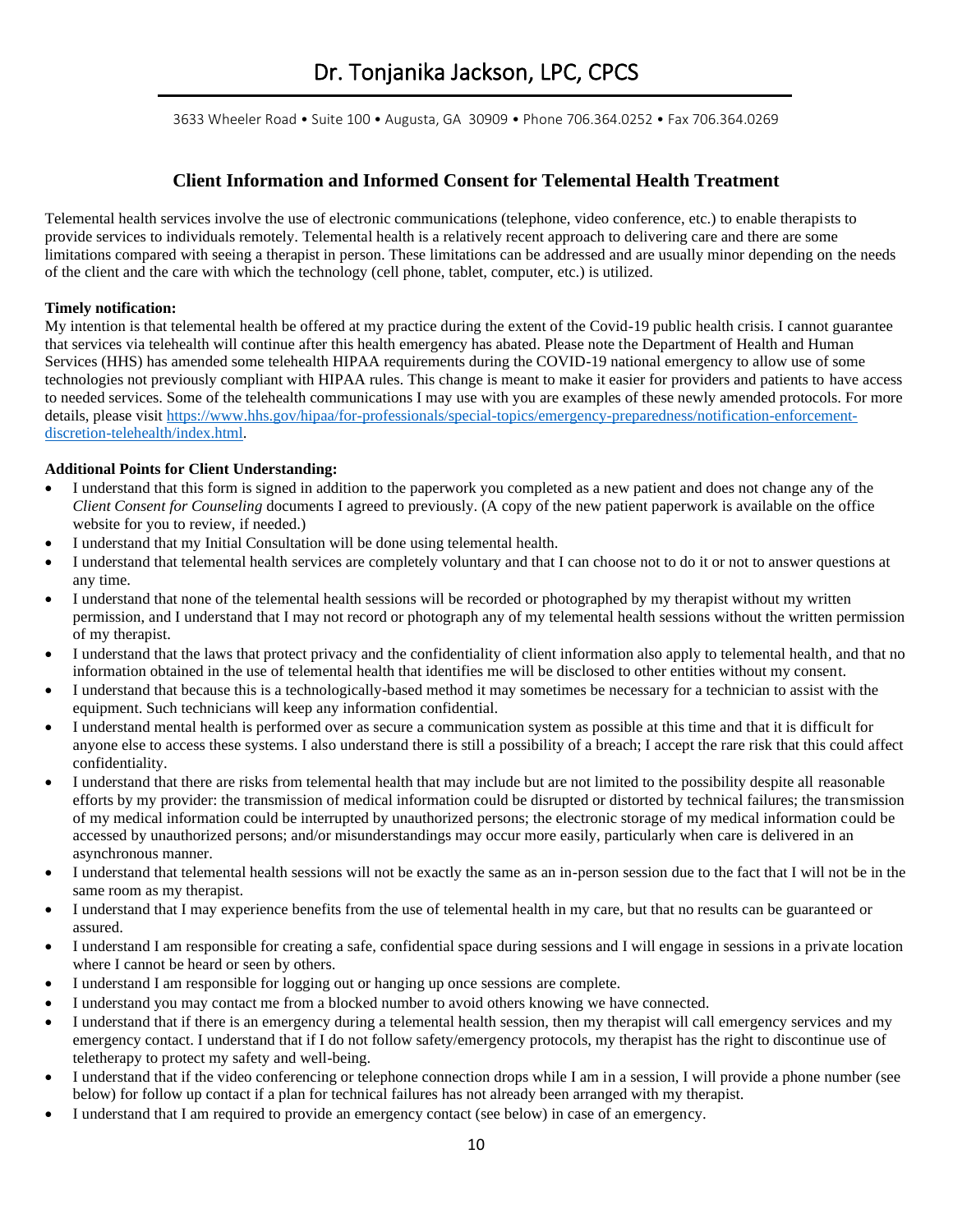# Dr. Tonjanika Jackson, LPC, CPCS

3633 Wheeler Road • Suite 100 • Augusta, GA 30909 • Phone 706.364.0252 • Fax 706.364.0269

## Client Information and Informed Consent for Telemental Health Treatment

Telemental health services involve the use of electronic communications (telephone, video conference, etc.) to enable therapists to provide services to individuals remotely. Telemental health is a relatively recent approach to delivering care and there are some limitations compared with seeing a therapist in person. These limitations can be addressed and are usually minor depending on the needs of the client and the care with which the technology (cell phone, tablet, computer, etc.) is utilized.

**Timely notification:**

My intention is that telemental health be offered at my practice during the extent of the Covid-19 public health crisis. I cannot guarantee that services via telehealth will continue after this health emergency has abated. Please note the Department of Health and Human Services (HHS) has amended some telehealth HIPAA requirements during the COVID-19 national emergency to allow use of some technologies not previously compliant with HIPAA rules. This change is meant to make it easier for providers and patients to have access to needed services. Some of the telehealth communications I may use with you are examples of these newly amended protocols. For more details, please visit [https://www.hhs.gov/hipaa/for-professionals/special-topics/emergency-preparedness/notification-enforcement-discretion-telehealth/index.html](https://www.hhs.gov/hipaa/for-professionals/special-topics/emergency-preparedness/notification-enforcement-discretion-telehealth/index.html).

**Additional Points for Client Understanding:**

- I understand that this form is signed in addition to the paperwork you completed as a new patient and does not change any of the *Client Consent for Counseling* documents I agreed to previously. (A copy of the new patient paperwork is available on the office website for you to review, if needed.)
- I understand that my Initial Consultation will be done using telemental health.
- I understand that telemental health services are completely voluntary and that I can choose not to do it or not to answer questions at any time.
- I understand that none of the telemental health sessions will be recorded or photographed by my therapist without my written permission, and I understand that I may not record or photograph any of my telemental health sessions without the written permission of my therapist.
- I understand that the laws that protect privacy and the confidentiality of client information also apply to telemental health, and that no information obtained in the use of telemental health that identifies me will be disclosed to other entities without my consent.
- I understand that because this is a technologically-based method it may sometimes be necessary for a technician to assist with the equipment. Such technicians will keep any information confidential.
- I understand mental health is performed over as secure a communication system as possible at this time and that it is difficult for anyone else to access these systems. I also understand there is still a possibility of a breach; I accept the rare risk that this could affect confidentiality.
- I understand that there are risks from telemental health that may include but are not limited to the possibility despite all reasonable efforts by my provider: the transmission of medical information could be disrupted or distorted by technical failures; the transmission of my medical information could be interrupted by unauthorized persons; the electronic storage of my medical information could be accessed by unauthorized persons; and/or misunderstandings may occur more easily, particularly when care is delivered in an asynchronous manner.
- I understand that telemental health sessions will not be exactly the same as an in-person session due to the fact that I will not be in the same room as my therapist.
- I understand that I may experience benefits from the use of telemental health in my care, but that no results can be guaranteed or assured.
- I understand I am responsible for creating a safe, confidential space during sessions and I will engage in sessions in a private location where I cannot be heard or seen by others.
- I understand I am responsible for logging out or hanging up once sessions are complete.
- I understand you may contact me from a blocked number to avoid others knowing we have connected.
- I understand that if there is an emergency during a telemental health session, then my therapist will call emergency services and my emergency contact. I understand that if I do not follow safety/emergency protocols, my therapist has the right to discontinue use of teletherapy to protect my safety and well-being.
- I understand that if the video conferencing or telephone connection drops while I am in a session, I will provide a phone number (see below) for follow up contact if a plan for technical failures has not already been arranged with my therapist.
- I understand that I am required to provide an emergency contact (see below) in case of an emergency.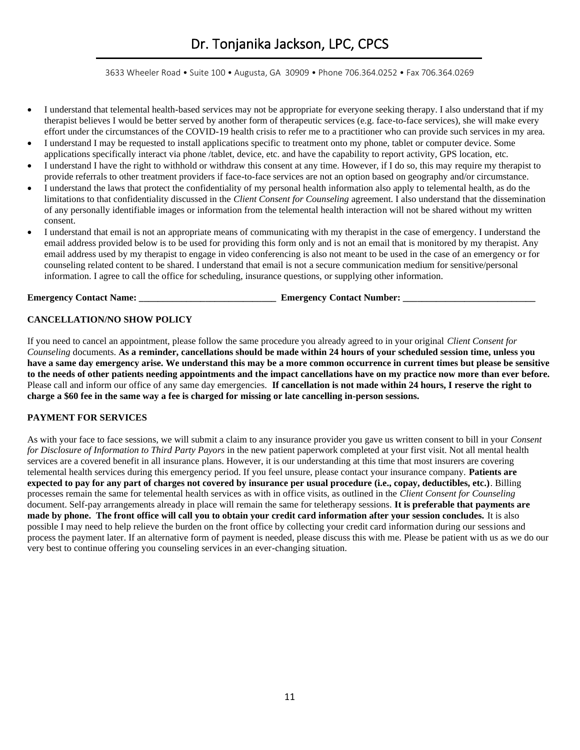- I understand that telemental health-based services may not be appropriate for everyone seeking therapy. I also understand that if my therapist believes I would be better served by another form of therapeutic services (e.g. face-to-face services), she will make every effort under the circumstances of the COVID-19 health crisis to refer me to a practitioner who can provide such services in my area.
- I understand I may be requested to install applications specific to treatment onto my phone, tablet or computer device. Some applications specifically interact via phone /tablet, device, etc. and have the capability to report activity, GPS location, etc.
- I understand I have the right to withhold or withdraw this consent at any time. However, if I do so, this may require my therapist to provide referrals to other treatment providers if face-to-face services are not an option based on geography and/or circumstance.
- I understand the laws that protect the confidentiality of my personal health information also apply to telemental health, as do the limitations to that confidentiality discussed in the *Client Consent for Counseling* agreement. I also understand that the dissemination of any personally identifiable images or information from the telemental health interaction will not be shared without my written consent.
- I understand that email is not an appropriate means of communicating with my therapist in the case of emergency. I understand the email address provided below is to be used for providing this form only and is not an email that is monitored by my therapist. Any email address used by my therapist to engage in video conferencing is also not meant to be used in the case of an emergency or for counseling related content to be shared. I understand that email is not a secure communication medium for sensitive/personal information. I agree to call the office for scheduling, insurance questions, or supplying other information.

**Emergency Contact Name: _____________________________ Emergency Contact Number: ____________________________**

**CANCELLATION/NO SHOW POLICY**

If you need to cancel an appointment, please follow the same procedure you already agreed to in your original *Client Consent for Counseling* documents. **As a reminder, cancellations should be made within 24 hours of your scheduled session time, unless you have a same day emergency arise. We understand this may be a more common occurrence in current times but please be sensitive to the needs of other patients needing appointments and the impact cancellations have on my practice now more than ever before.** Please call and inform our office of any same day emergencies. **If cancellation is not made within 24 hours, I reserve the right to charge a $60 fee in the same way a fee is charged for missing or late cancelling in-person sessions.**

**PAYMENT FOR SERVICES**

As with your face to face sessions, we will submit a claim to any insurance provider you gave us written consent to bill in your *Consent for Disclosure of Information to Third Party Payors* in the new patient paperwork completed at your first visit. Not all mental health services are a covered benefit in all insurance plans. However, it is our understanding at this time that most insurers are covering telemental health services during this emergency period. If you feel unsure, please contact your insurance company. **Patients are expected to pay for any part of charges not covered by insurance per usual procedure (i.e., copay, deductibles, etc.)**. Billing processes remain the same for telemental health services as with in office visits, as outlined in the *Client Consent for Counseling* document. Self-pay arrangements already in place will remain the same for teletherapy sessions. **It is preferable that payments are made by phone. The front office will call you to obtain your credit card information after your session concludes.** It is also possible I may need to help relieve the burden on the front office by collecting your credit card information during our sessions and process the payment later. If an alternative form of payment is needed, please discuss this with me. Please be patient with us as we do our very best to continue offering you counseling services in an ever-changing situation.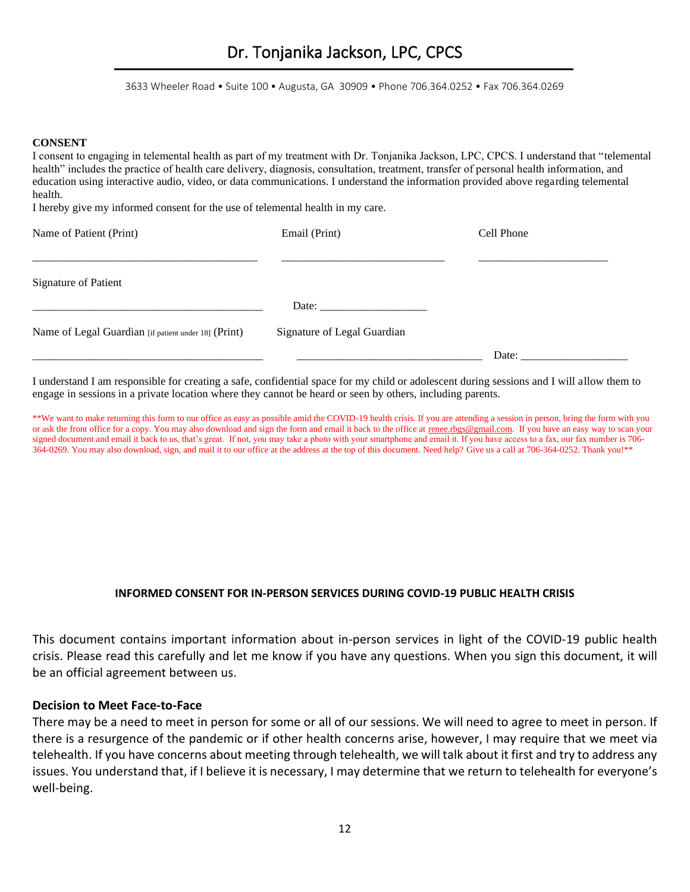# Dr. Tonjanika Jackson, LPC, CPCS

3633 Wheeler Road • Suite 100 • Augusta, GA 30909 • Phone 706.364.0252 • Fax 706.364.0269

**CONSENT**

I consent to engaging in telemental health as part of my treatment with Dr. Tonjanika Jackson, LPC, CPCS. I understand that "telemental health" includes the practice of health care delivery, diagnosis, consultation, treatment, transfer of personal health information, and education using interactive audio, video, or data communications. I understand the information provided above regarding telemental health.

I hereby give my informed consent for the use of telemental health in my care.

Name of Patient (Print) \_\_\_\_\_\_\_\_\_\_\_\_\_\_\_\_\_\_\_\_\_\_\_\_\_\_\_\_\_\_\_\_\_\_\_\_\_\_\_\_

Email (Print) \_\_\_\_\_\_\_\_\_\_\_\_\_\_\_\_\_\_\_\_\_\_\_\_\_\_\_\_\_\_

Cell Phone \_\_\_\_\_\_\_\_\_\_\_\_\_\_\_\_\_\_\_\_\_\_\_\_

Signature of Patient \_\_\_\_\_\_\_\_\_\_\_\_\_\_\_\_\_\_\_\_\_\_\_\_\_\_\_\_\_\_\_\_\_\_\_\_\_\_\_\_\_\_ Date: \_\_\_\_\_\_\_\_\_\_\_\_\_\_\_\_\_\_\_\_

Name of Legal Guardian [if patient under 18] (Print) \_\_\_\_\_\_\_\_\_\_\_\_\_\_\_\_\_\_\_\_\_\_\_\_\_\_\_\_\_\_\_\_\_\_\_\_\_\_\_\_\_\_

Signature of Legal Guardian \_\_\_\_\_\_\_\_\_\_\_\_\_\_\_\_\_\_\_\_\_\_\_\_\_\_\_\_\_\_\_\_\_\_ Date: \_\_\_\_\_\_\_\_\_\_\_\_\_\_\_\_\_\_\_\_

I understand I am responsible for creating a safe, confidential space for my child or adolescent during sessions and I will allow them to engage in sessions in a private location where they cannot be heard or seen by others, including parents.

**We want to make returning this form to our office as easy as possible amid the COVID-19 health crisis. If you are attending a session in person, bring the form with you or ask the front office for a copy. You may also download and sign the form and email it back to the office at renee.rbgs@gmail.com. If you have an easy way to scan your signed document and email it back to us, that's great. If not, you may take a photo with your smartphone and email it. If you have access to a fax, our fax number is 706-364-0269. You may also download, sign, and mail it to our office at the address at the top of this document. Need help? Give us a call at 706-364-0252. Thank you!**

## INFORMED CONSENT FOR IN-PERSON SERVICES DURING COVID-19 PUBLIC HEALTH CRISIS

This document contains important information about in-person services in light of the COVID-19 public health crisis. Please read this carefully and let me know if you have any questions. When you sign this document, it will be an official agreement between us.

### Decision to Meet Face-to-Face

There may be a need to meet in person for some or all of our sessions. We will need to agree to meet in person. If there is a resurgence of the pandemic or if other health concerns arise, however, I may require that we meet via telehealth. If you have concerns about meeting through telehealth, we will talk about it first and try to address any issues. You understand that, if I believe it is necessary, I may determine that we return to telehealth for everyone's well-being.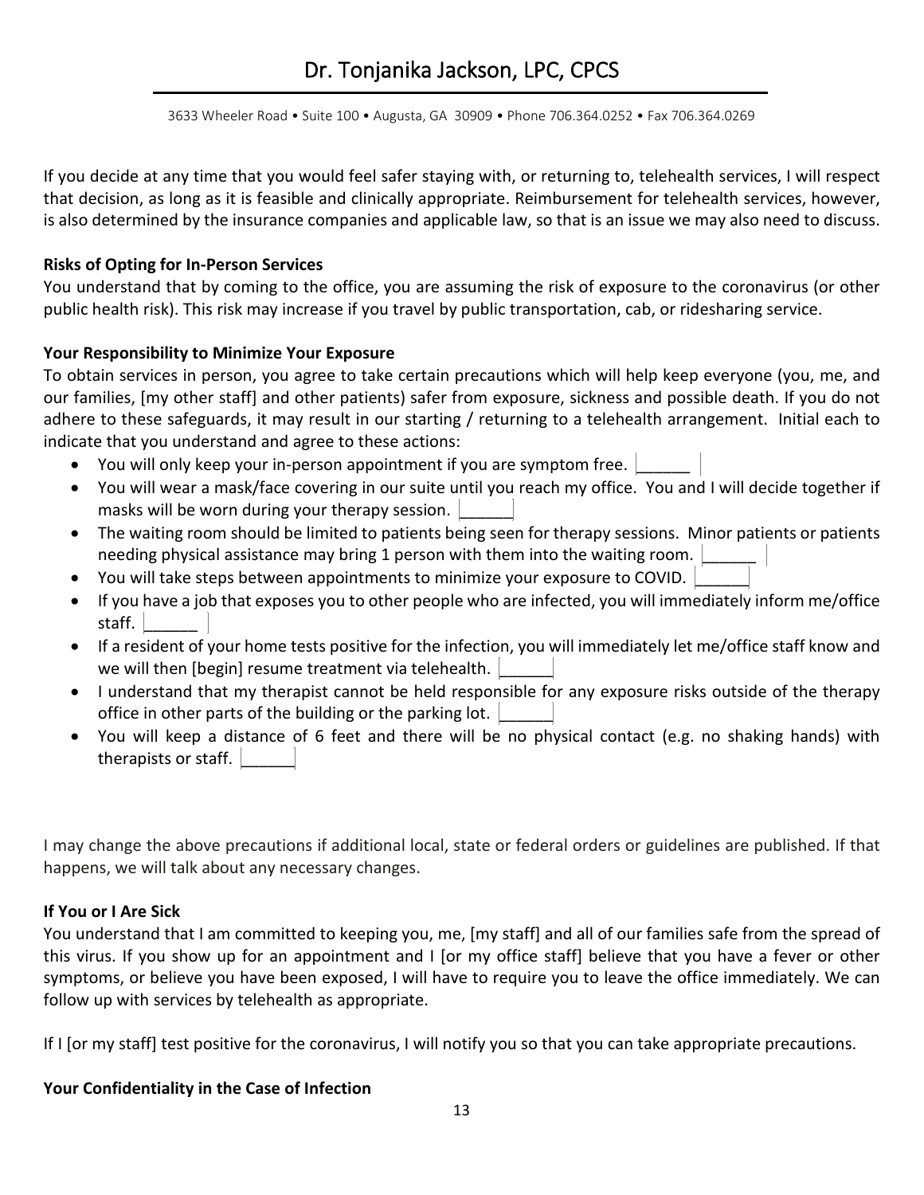If you decide at any time that you would feel safer staying with, or returning to, telehealth services, I will respect that decision, as long as it is feasible and clinically appropriate. Reimbursement for telehealth services, however, is also determined by the insurance companies and applicable law, so that is an issue we may also need to discuss.

**Risks of Opting for In-Person Services**

You understand that by coming to the office, you are assuming the risk of exposure to the coronavirus (or other public health risk). This risk may increase if you travel by public transportation, cab, or ridesharing service.

**Your Responsibility to Minimize Your Exposure**

To obtain services in person, you agree to take certain precautions which will help keep everyone (you, me, and our families, [my other staff] and other patients) safer from exposure, sickness and possible death. If you do not adhere to these safeguards, it may result in our starting / returning to a telehealth arrangement. Initial each to indicate that you understand and agree to these actions:

- You will only keep your in-person appointment if you are symptom free. ______
- You will wear a mask/face covering in our suite until you reach my office. You and I will decide together if masks will be worn during your therapy session. ______
- The waiting room should be limited to patients being seen for therapy sessions. Minor patients or patients needing physical assistance may bring 1 person with them into the waiting room. ______
- You will take steps between appointments to minimize your exposure to COVID. ______
- If you have a job that exposes you to other people who are infected, you will immediately inform me/office staff. ______
- If a resident of your home tests positive for the infection, you will immediately let me/office staff know and we will then [begin] resume treatment via telehealth. ______
- I understand that my therapist cannot be held responsible for any exposure risks outside of the therapy office in other parts of the building or the parking lot. ______
- You will keep a distance of 6 feet and there will be no physical contact (e.g. no shaking hands) with therapists or staff. ______

I may change the above precautions if additional local, state or federal orders or guidelines are published. If that happens, we will talk about any necessary changes.

**If You or I Are Sick**

You understand that I am committed to keeping you, me, [my staff] and all of our families safe from the spread of this virus. If you show up for an appointment and I [or my office staff] believe that you have a fever or other symptoms, or believe you have been exposed, I will have to require you to leave the office immediately. We can follow up with services by telehealth as appropriate.

If I [or my staff] test positive for the coronavirus, I will notify you so that you can take appropriate precautions.

**Your Confidentiality in the Case of Infection**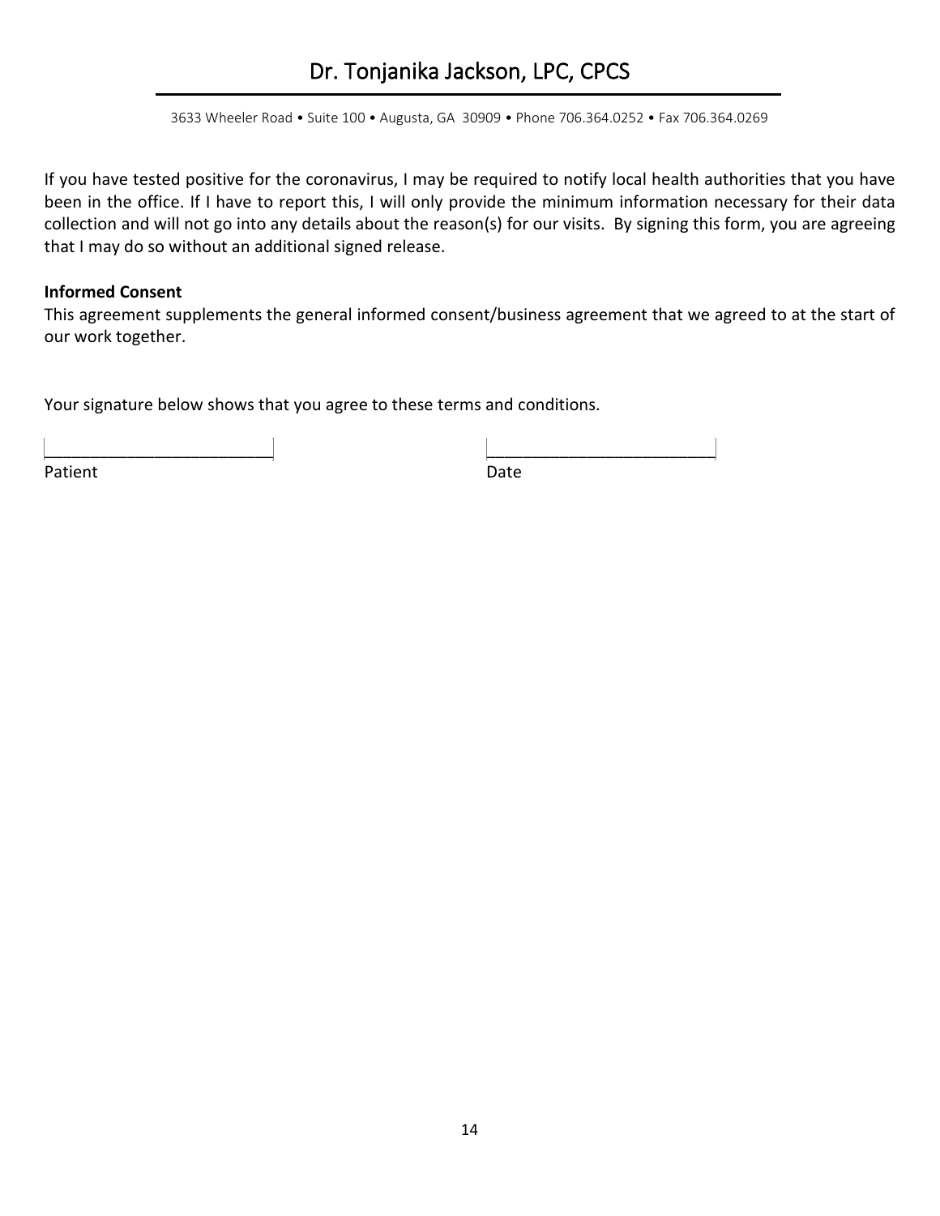If you have tested positive for the coronavirus, I may be required to notify local health authorities that you have been in the office. If I have to report this, I will only provide the minimum information necessary for their data collection and will not go into any details about the reason(s) for our visits. By signing this form, you are agreeing that I may do so without an additional signed release.

**Informed Consent**

This agreement supplements the general informed consent/business agreement that we agreed to at the start of our work together.

Your signature below shows that you agree to these terms and conditions.

\_\_\_\_\_\_\_\_\_\_\_\_\_\_\_\_\_\_\_\_\_\_\_\_\_\_ \_\_\_\_\_\_\_\_\_\_\_\_\_\_\_\_\_\_\_\_\_\_\_\_\_\_

Patient Date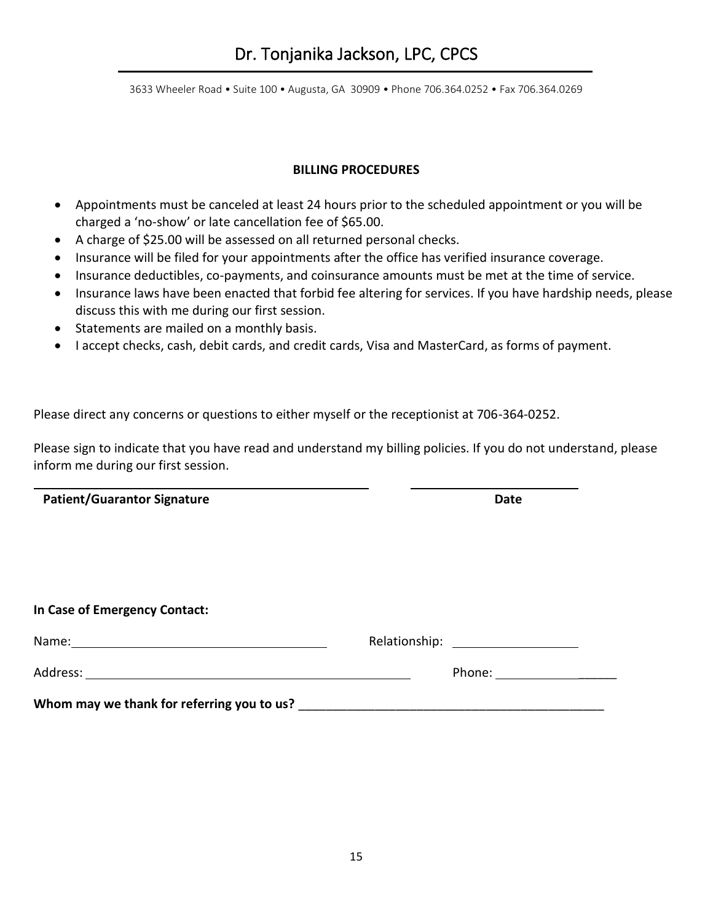# Dr. Tonjanika Jackson, LPC, CPCS

3633 Wheeler Road • Suite 100 • Augusta, GA 30909 • Phone 706.364.0252 • Fax 706.364.0269

**BILLING PROCEDURES**

- Appointments must be canceled at least 24 hours prior to the scheduled appointment or you will be charged a 'no-show' or late cancellation fee of $65.00.
- A charge of $25.00 will be assessed on all returned personal checks.
- Insurance will be filed for your appointments after the office has verified insurance coverage.
- Insurance deductibles, co-payments, and coinsurance amounts must be met at the time of service.
- Insurance laws have been enacted that forbid fee altering for services. If you have hardship needs, please discuss this with me during our first session.
- Statements are mailed on a monthly basis.
- I accept checks, cash, debit cards, and credit cards, Visa and MasterCard, as forms of payment.

Please direct any concerns or questions to either myself or the receptionist at 706-364-0252.

Please sign to indicate that you have read and understand my billing policies. If you do not understand, please inform me during our first session.

_______________________________________________ ________________________

**Patient/Guarantor Signature** **Date**

**In Case of Emergency Contact:**

Name: ____________________________________ Relationship: __________________

Address: _______________________________________________ Phone: __________________

**Whom may we thank for referring you to us?** ____________________________________________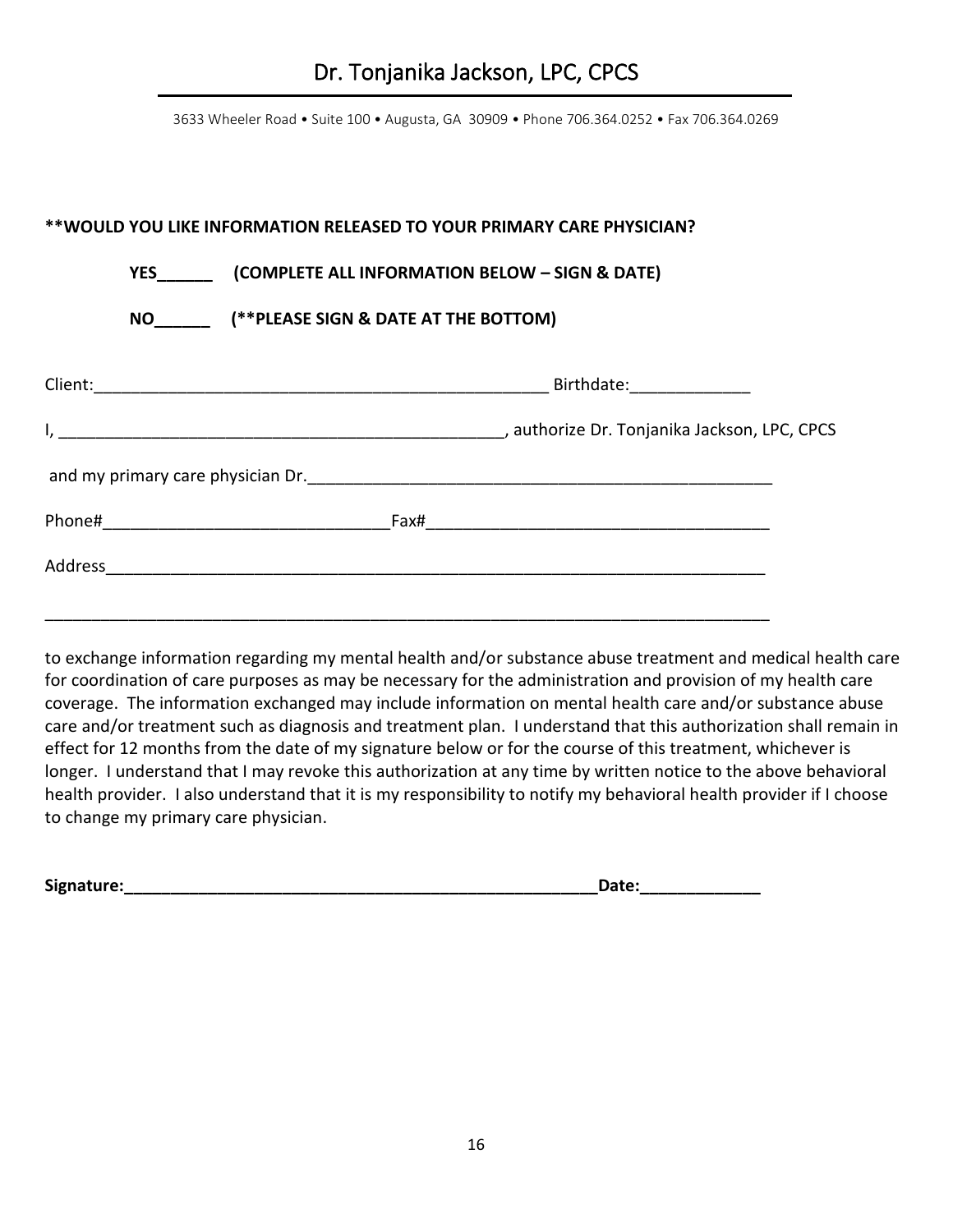# Dr. Tonjanika Jackson, LPC, CPCS

3633 Wheeler Road • Suite 100 • Augusta, GA 30909 • Phone 706.364.0252 • Fax 706.364.0269

**\*\*WOULD YOU LIKE INFORMATION RELEASED TO YOUR PRIMARY CARE PHYSICIAN?**

**YES______ (COMPLETE ALL INFORMATION BELOW – SIGN & DATE)**

**NO______ (\*\*PLEASE SIGN & DATE AT THE BOTTOM)**

Client:___________________________________________________ Birthdate:_____________

I, _________________________________________________, authorize Dr. Tonjanika Jackson, LPC, CPCS

and my primary care physician Dr.____________________________________________________

Phone#______________________________Fax#____________________________________

Address__________________________________________________________________________

_________________________________________________________________________________

to exchange information regarding my mental health and/or substance abuse treatment and medical health care for coordination of care purposes as may be necessary for the administration and provision of my health care coverage. The information exchanged may include information on mental health care and/or substance abuse care and/or treatment such as diagnosis and treatment plan. I understand that this authorization shall remain in effect for 12 months from the date of my signature below or for the course of this treatment, whichever is longer. I understand that I may revoke this authorization at any time by written notice to the above behavioral health provider. I also understand that it is my responsibility to notify my behavioral health provider if I choose to change my primary care physician.

**Signature:_____________________________________________________Date:_____________**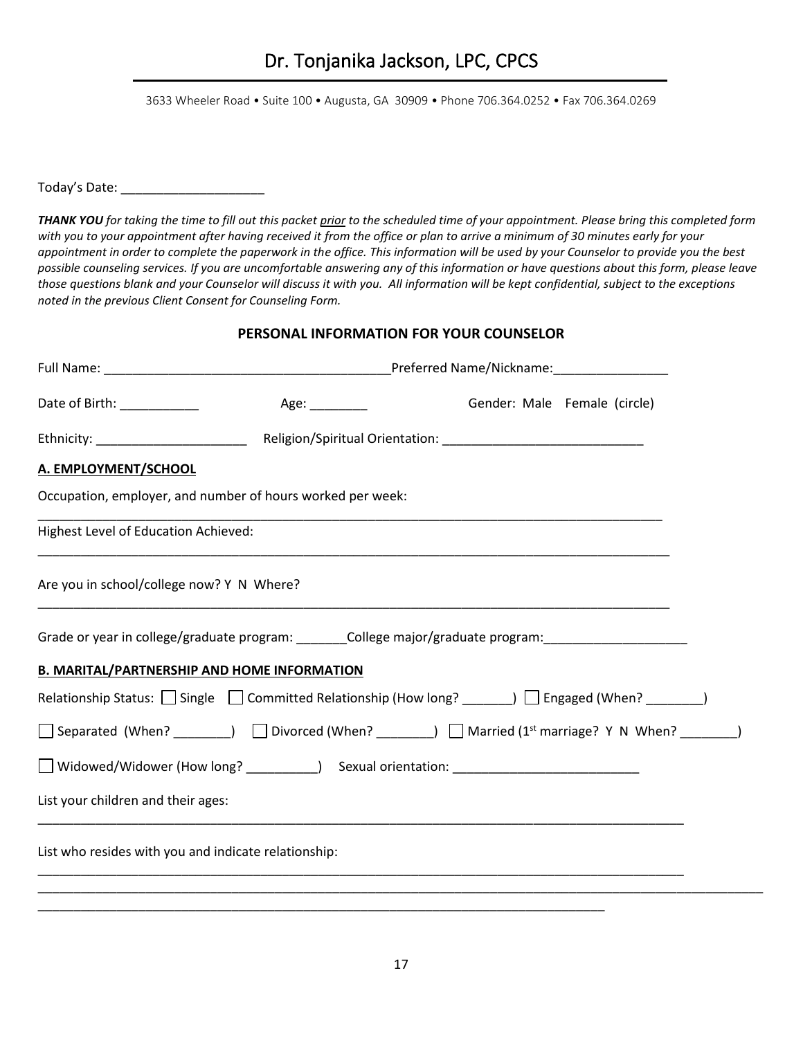# Dr. Tonjanika Jackson, LPC, CPCS

3633 Wheeler Road • Suite 100 • Augusta, GA 30909 • Phone 706.364.0252 • Fax 706.364.0269

Today's Date: ____________________

***THANK YOU** for taking the time to fill out this packet prior to the scheduled time of your appointment. Please bring this completed form with you to your appointment after having received it from the office or plan to arrive a minimum of 30 minutes early for your appointment in order to complete the paperwork in the office. This information will be used by your Counselor to provide you the best possible counseling services. If you are uncomfortable answering any of this information or have questions about this form, please leave those questions blank and your Counselor will discuss it with you. All information will be kept confidential, subject to the exceptions noted in the previous Client Consent for Counseling Form.*

**PERSONAL INFORMATION FOR YOUR COUNSELOR**

Full Name: ________________________________________ Preferred Name/Nickname: ________________

Date of Birth: ___________ Age: ________ Gender: Male Female (circle)

Ethnicity: _____________________ Religion/Spiritual Orientation: ____________________________

**A. EMPLOYMENT/SCHOOL**

Occupation, employer, and number of hours worked per week:

______________________________________________________________________________________

Highest Level of Education Achieved:

______________________________________________________________________________________

Are you in school/college now? Y N Where?

______________________________________________________________________________________

Grade or year in college/graduate program: _______ College major/graduate program: ____________________

**B. MARITAL/PARTNERSHIP AND HOME INFORMATION**

Relationship Status: ☐ Single ☐ Committed Relationship (How long? _______) ☐ Engaged (When? ________)

☐ Separated (When? ________) ☐ Divorced (When? ________) ☐ Married (1st marriage? Y N When? ________)

☐ Widowed/Widower (How long? __________) Sexual orientation: __________________________

List your children and their ages:

______________________________________________________________________________________

List who resides with you and indicate relationship:

______________________________________________________________________________________

______________________________________________________________________________________

______________________________________________________________________________________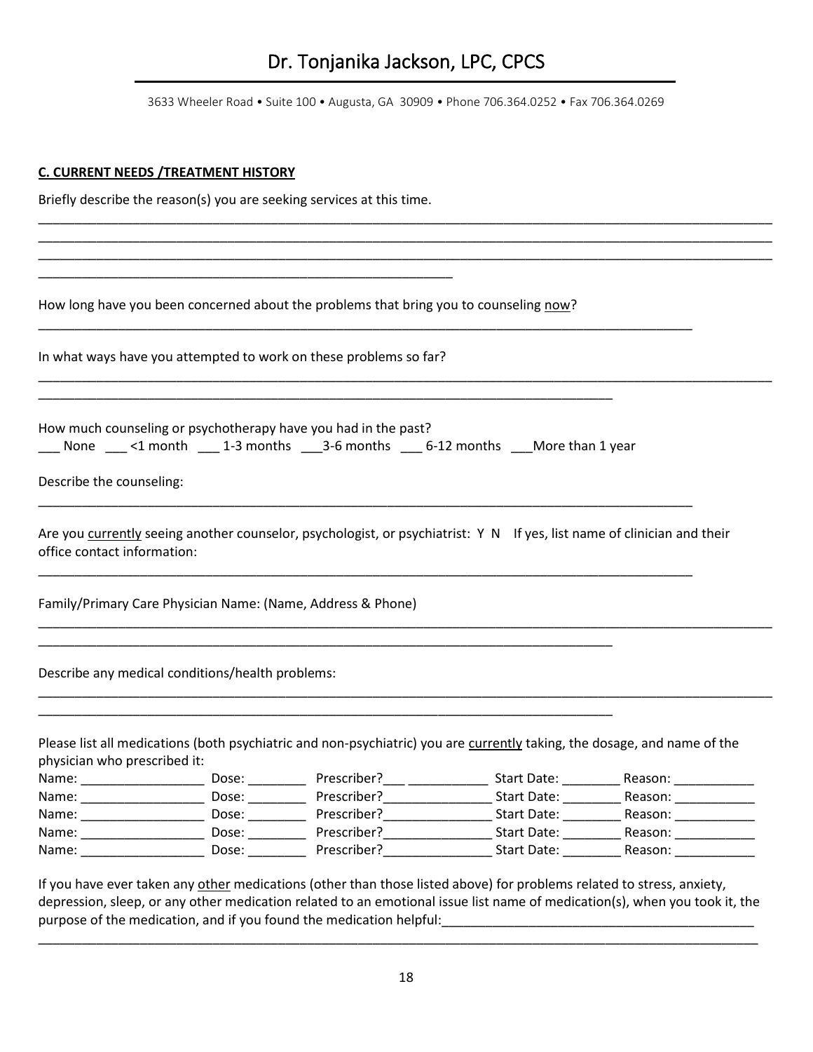# Dr. Tonjanika Jackson, LPC, CPCS

3633 Wheeler Road • Suite 100 • Augusta, GA 30909 • Phone 706.364.0252 • Fax 706.364.0269

**C. CURRENT NEEDS /TREATMENT HISTORY**

Briefly describe the reason(s) you are seeking services at this time.

____________________________________________________________________________________________________
____________________________________________________________________________________________________
____________________________________________________________________________________________________
_______________________________________________________

How long have you been concerned about the problems that bring you to counseling now?

_________________________________________________________________________________________

In what ways have you attempted to work on these problems so far?

____________________________________________________________________________________________________
_____________________________________________________________________________

How much counseling or psychotherapy have you had in the past?

___ None ___ <1 month ___ 1-3 months ___3-6 months ___ 6-12 months ___More than 1 year

Describe the counseling:

_________________________________________________________________________________________

Are you currently seeing another counselor, psychologist, or psychiatrist: Y N If yes, list name of clinician and their office contact information:

_________________________________________________________________________________________

Family/Primary Care Physician Name: (Name, Address & Phone)

____________________________________________________________________________________________________
_____________________________________________________________________________

Describe any medical conditions/health problems:

____________________________________________________________________________________________________
_____________________________________________________________________________

Please list all medications (both psychiatric and non-psychiatric) you are currently taking, the dosage, and name of the physician who prescribed it:

Name: ________________ Dose: ________ Prescriber?___ ___________ Start Date: ________ Reason: ___________
Name: ________________ Dose: ________ Prescriber?_______________ Start Date: ________ Reason: ___________
Name: ________________ Dose: ________ Prescriber?_______________ Start Date: ________ Reason: ___________
Name: ________________ Dose: ________ Prescriber?_______________ Start Date: ________ Reason: ___________
Name: ________________ Dose: ________ Prescriber?_______________ Start Date: ________ Reason: ___________

If you have ever taken any other medications (other than those listed above) for problems related to stress, anxiety, depression, sleep, or any other medication related to an emotional issue list name of medication(s), when you took it, the purpose of the medication, and if you found the medication helpful:__________________________________________

____________________________________________________________________________________________________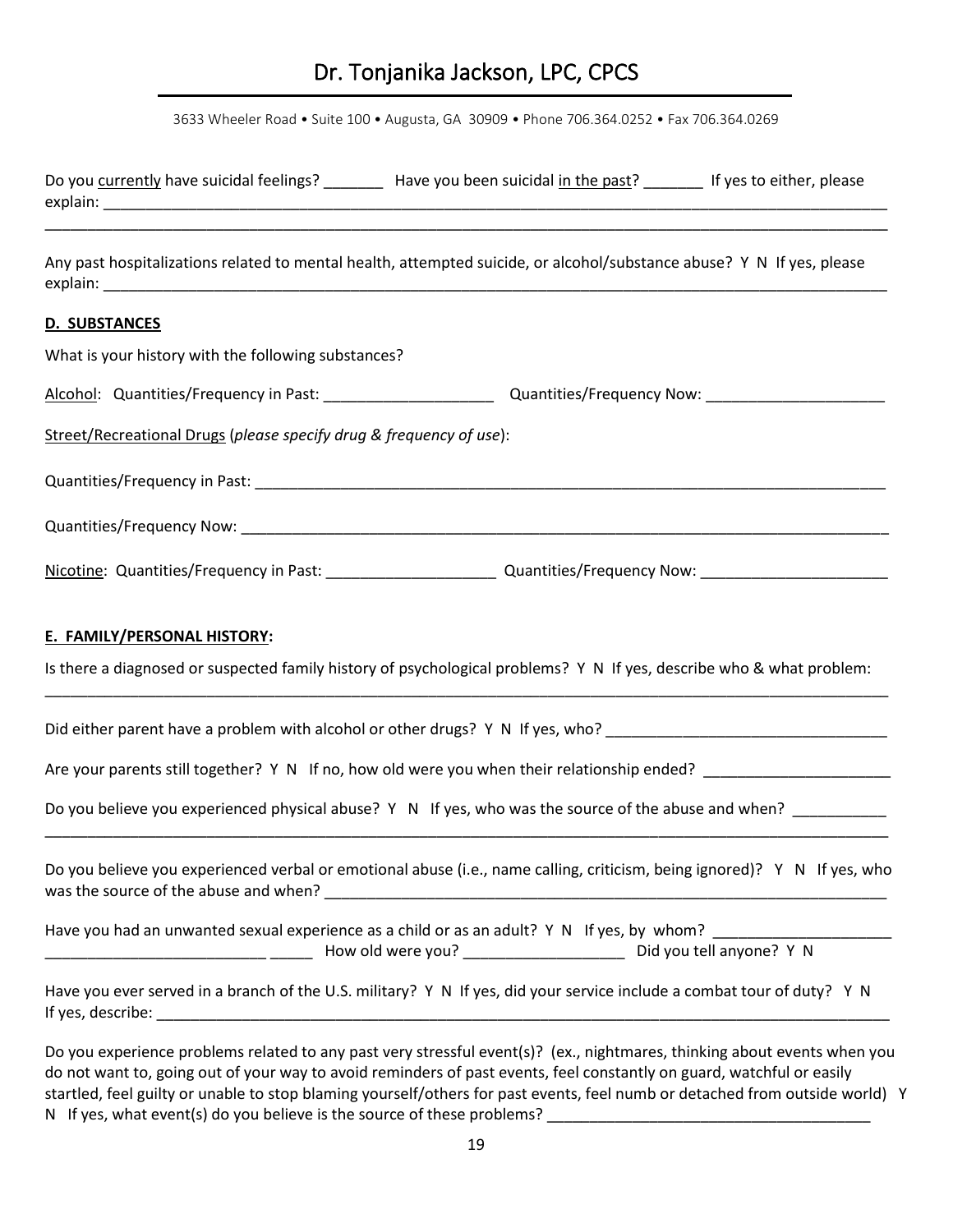# Dr. Tonjanika Jackson, LPC, CPCS

3633 Wheeler Road • Suite 100 • Augusta, GA 30909 • Phone 706.364.0252 • Fax 706.364.0269

Do you currently have suicidal feelings? _______ Have you been suicidal in the past? _______ If yes to either, please explain: ___________________________________________________________________________________________

___________________________________________________________________________________________________

Any past hospitalizations related to mental health, attempted suicide, or alcohol/substance abuse? Y N If yes, please explain: ___________________________________________________________________________________________

**D. SUBSTANCES**

What is your history with the following substances?

Alcohol: Quantities/Frequency in Past: ____________________ Quantities/Frequency Now: _____________________

Street/Recreational Drugs (*please specify drug & frequency of use*):

Quantities/Frequency in Past: ___________________________________________________________________________

Quantities/Frequency Now: _____________________________________________________________________________

Nicotine: Quantities/Frequency in Past: ____________________ Quantities/Frequency Now: ______________________

**E. FAMILY/PERSONAL HISTORY:**

Is there a diagnosed or suspected family history of psychological problems? Y N If yes, describe who & what problem:

___________________________________________________________________________________________________

Did either parent have a problem with alcohol or other drugs? Y N If yes, who? _________________________________

Are your parents still together? Y N If no, how old were you when their relationship ended? ______________________

Do you believe you experienced physical abuse? Y N If yes, who was the source of the abuse and when? ___________

___________________________________________________________________________________________________

Do you believe you experienced verbal or emotional abuse (i.e., name calling, criticism, being ignored)? Y N If yes, who was the source of the abuse and when? _____________________________________________________________________

Have you had an unwanted sexual experience as a child or as an adult? Y N If yes, by whom? ____________________ __________________________ _____ How old were you? __________________ Did you tell anyone? Y N

Have you ever served in a branch of the U.S. military? Y N If yes, did your service include a combat tour of duty? Y N If yes, describe: ___________________________________________________________________________________________

Do you experience problems related to any past very stressful event(s)? (ex., nightmares, thinking about events when you do not want to, going out of your way to avoid reminders of past events, feel constantly on guard, watchful or easily startled, feel guilty or unable to stop blaming yourself/others for past events, feel numb or detached from outside world) Y N If yes, what event(s) do you believe is the source of these problems? _____________________________________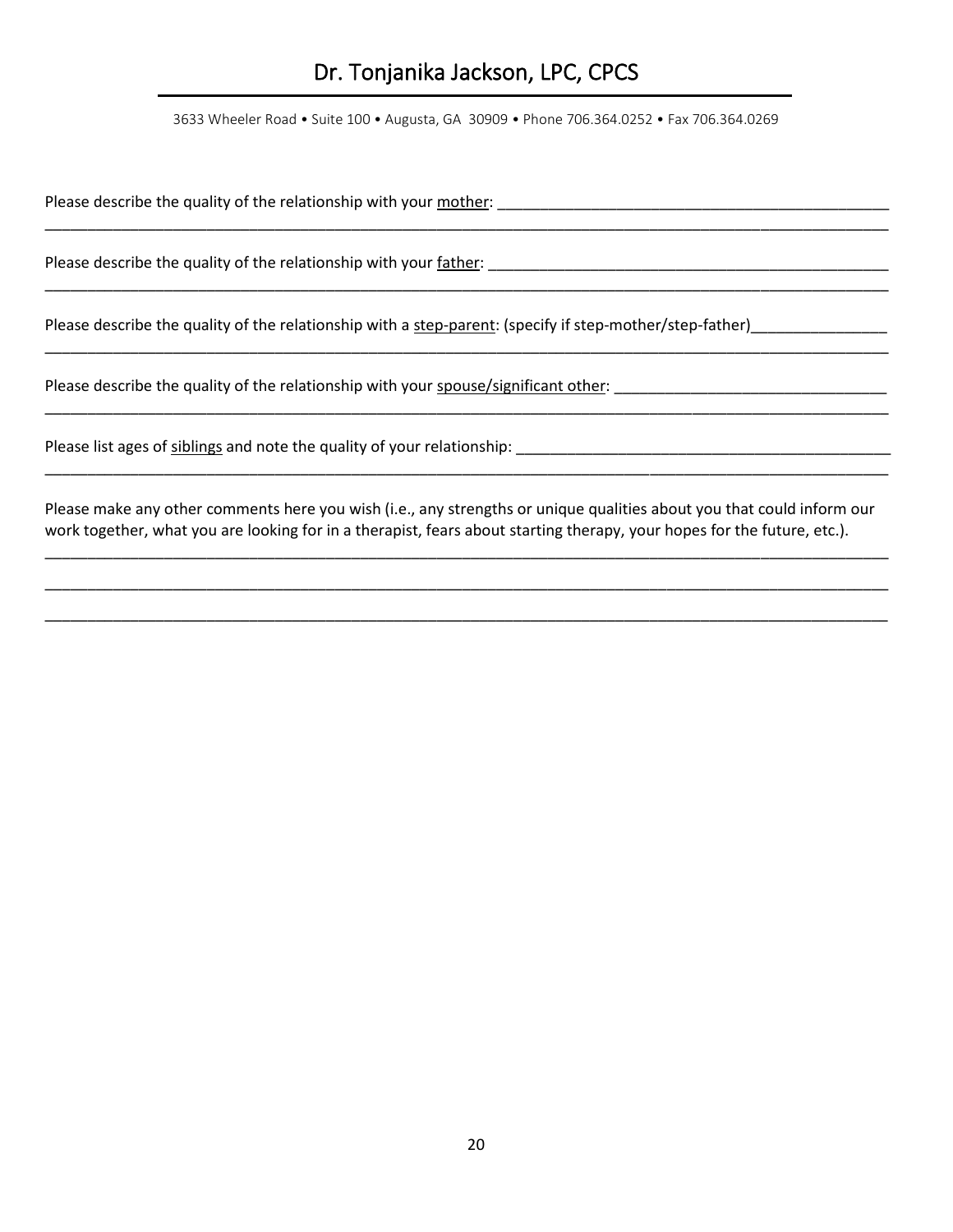# Dr. Tonjanika Jackson, LPC, CPCS

3633 Wheeler Road • Suite 100 • Augusta, GA 30909 • Phone 706.364.0252 • Fax 706.364.0269

Please describe the quality of the relationship with your <u>mother</u>: _______________________________________________
_____________________________________________________________________________________________________

Please describe the quality of the relationship with your <u>father</u>: ________________________________________________
_____________________________________________________________________________________________________

Please describe the quality of the relationship with a <u>step-parent</u>: (specify if step-mother/step-father)_______________
_____________________________________________________________________________________________________

Please describe the quality of the relationship with your <u>spouse/significant other</u>: _______________________________
_____________________________________________________________________________________________________

Please list ages of <u>siblings</u> and note the quality of your relationship: _____________________________________________
_____________________________________________________________________________________________________

Please make any other comments here you wish (i.e., any strengths or unique qualities about you that could inform our work together, what you are looking for in a therapist, fears about starting therapy, your hopes for the future, etc.).
_____________________________________________________________________________________________________
_____________________________________________________________________________________________________
_____________________________________________________________________________________________________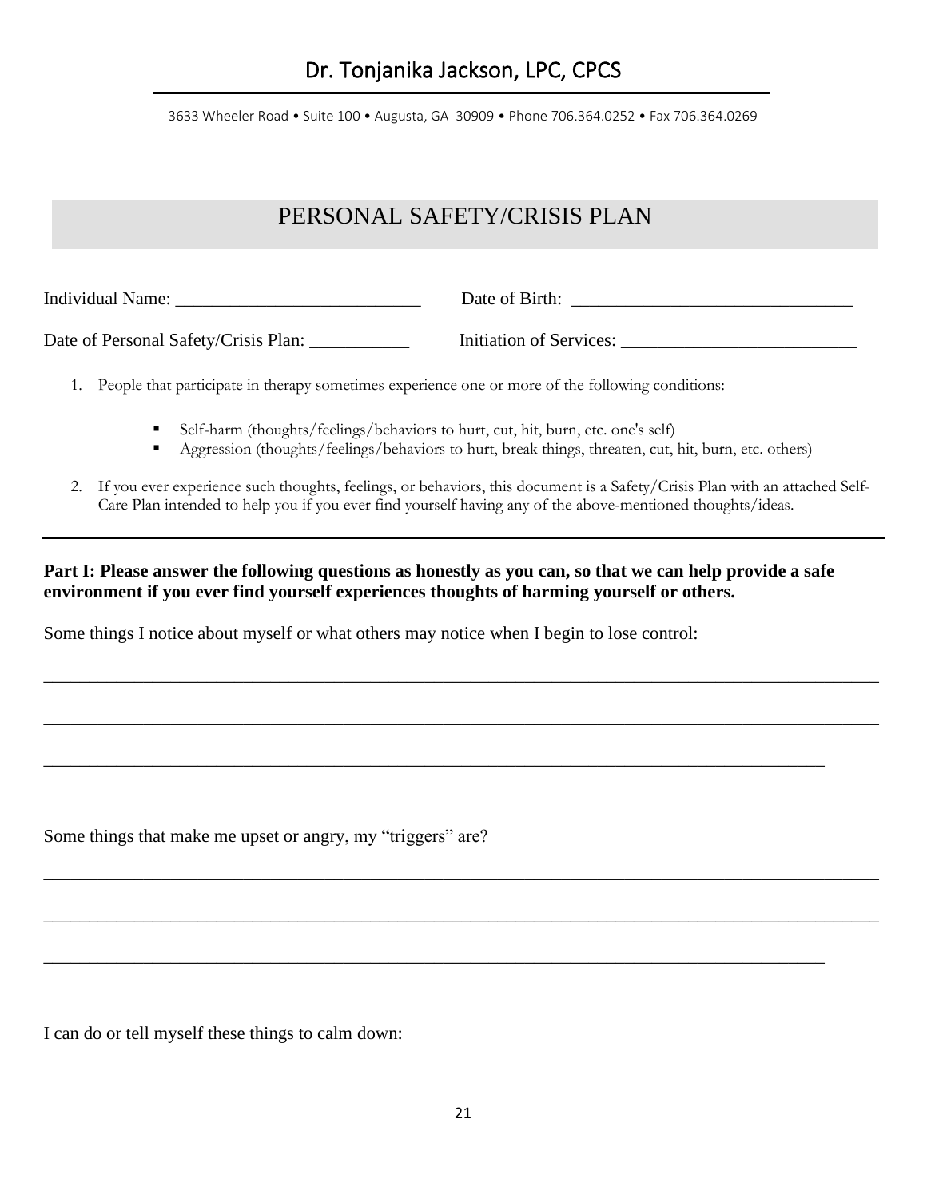# Dr. Tonjanika Jackson, LPC, CPCS

3633 Wheeler Road • Suite 100 • Augusta, GA 30909 • Phone 706.364.0252 • Fax 706.364.0269

## PERSONAL SAFETY/CRISIS PLAN

Individual Name: ___________________________ Date of Birth: _______________________________

Date of Personal Safety/Crisis Plan: ___________ Initiation of Services: __________________________

1. People that participate in therapy sometimes experience one or more of the following conditions:

   - Self-harm (thoughts/feelings/behaviors to hurt, cut, hit, burn, etc. one's self)
   - Aggression (thoughts/feelings/behaviors to hurt, break things, threaten, cut, hit, burn, etc. others)

2. If you ever experience such thoughts, feelings, or behaviors, this document is a Safety/Crisis Plan with an attached Self-Care Plan intended to help you if you ever find yourself having any of the above-mentioned thoughts/ideas.

---

**Part I: Please answer the following questions as honestly as you can, so that we can help provide a safe environment if you ever find yourself experiences thoughts of harming yourself or others.**

Some things I notice about myself or what others may notice when I begin to lose control:

_____________________________________________________________________________________

_____________________________________________________________________________________

_______________________________________________________________________________

Some things that make me upset or angry, my "triggers" are?

_____________________________________________________________________________________

_____________________________________________________________________________________

_______________________________________________________________________________

I can do or tell myself these things to calm down: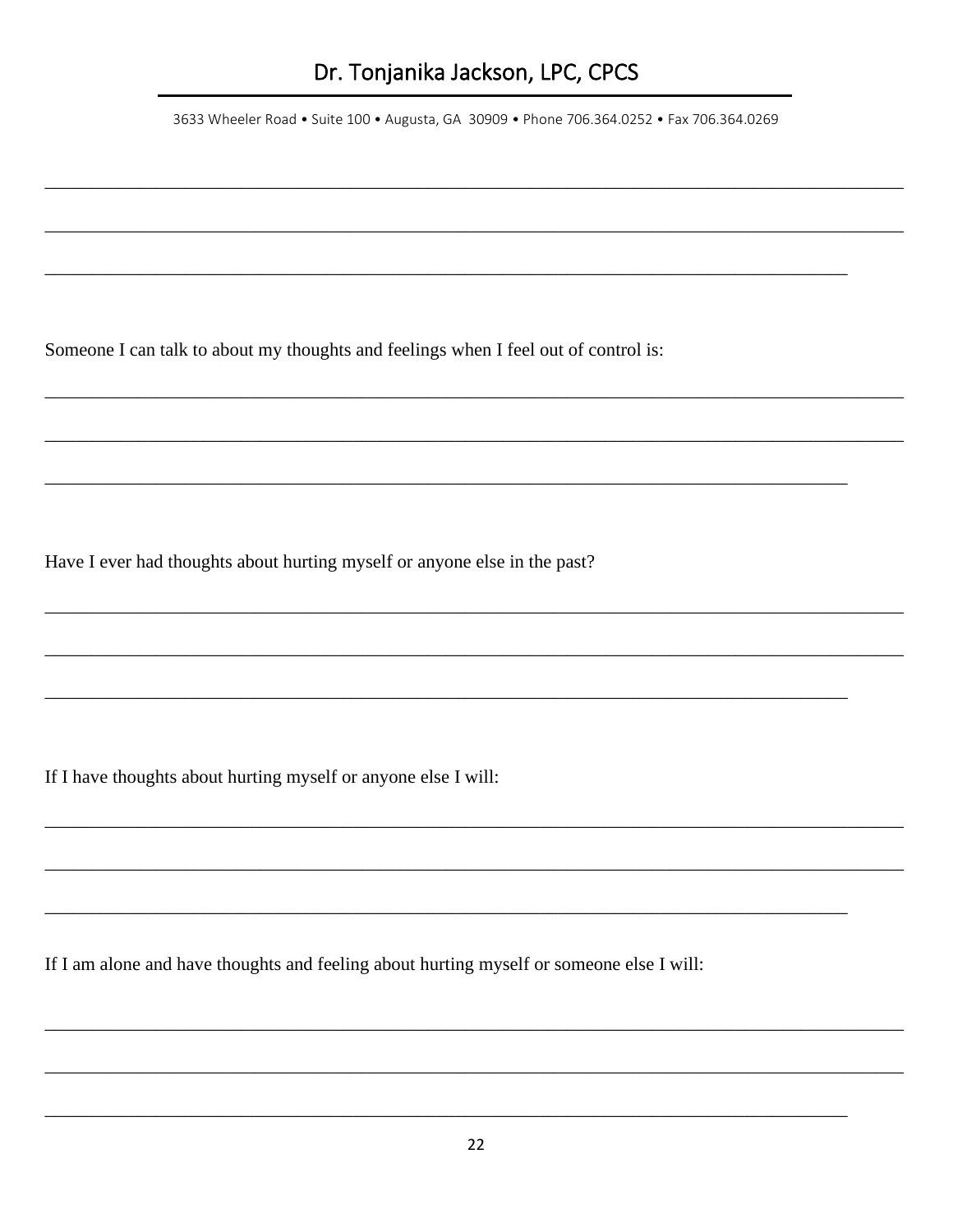Someone I can talk to about my thoughts and feelings when I feel out of control is:

_______________________________________________________________________________

_______________________________________________________________________________

_______________________________________________________________________________

Have I ever had thoughts about hurting myself or anyone else in the past?

_______________________________________________________________________________

_______________________________________________________________________________

_______________________________________________________________________________

If I have thoughts about hurting myself or anyone else I will:

_______________________________________________________________________________

_______________________________________________________________________________

_______________________________________________________________________________

If I am alone and have thoughts and feeling about hurting myself or someone else I will:

_______________________________________________________________________________

_______________________________________________________________________________

_______________________________________________________________________________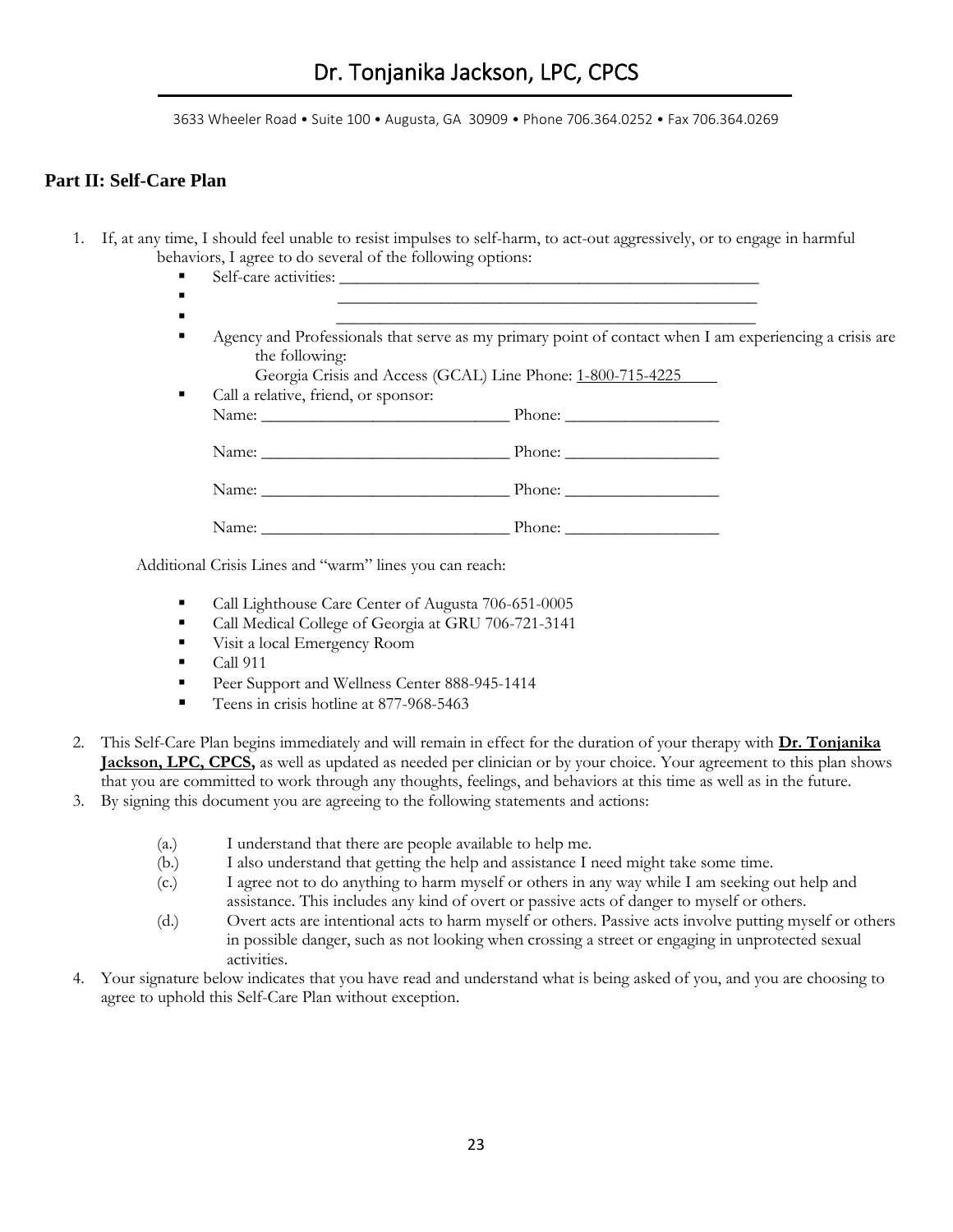# Dr. Tonjanika Jackson, LPC, CPCS

3633 Wheeler Road • Suite 100 • Augusta, GA 30909 • Phone 706.364.0252 • Fax 706.364.0269

## Part II: Self-Care Plan

1. If, at any time, I should feel unable to resist impulses to self-harm, to act-out aggressively, or to engage in harmful behaviors, I agree to do several of the following options:
   - Self-care activities: ______________________________________________
   - ______________________________________________
   - ______________________________________________
   - Agency and Professionals that serve as my primary point of contact when I am experiencing a crisis are the following:
     Georgia Crisis and Access (GCAL) Line Phone: 1-800-715-4225
   - Call a relative, friend, or sponsor:
     Name: ____________________________ Phone: ________________

     Name: ____________________________ Phone: ________________

     Name: ____________________________ Phone: ________________

     Name: ____________________________ Phone: ________________

   Additional Crisis Lines and "warm" lines you can reach:

   - Call Lighthouse Care Center of Augusta 706-651-0005
   - Call Medical College of Georgia at GRU 706-721-3141
   - Visit a local Emergency Room
   - Call 911
   - Peer Support and Wellness Center 888-945-1414
   - Teens in crisis hotline at 877-968-5463

2. This Self-Care Plan begins immediately and will remain in effect for the duration of your therapy with **Dr. Tonjanika Jackson, LPC, CPCS**, as well as updated as needed per clinician or by your choice. Your agreement to this plan shows that you are committed to work through any thoughts, feelings, and behaviors at this time as well as in the future.
3. By signing this document you are agreeing to the following statements and actions:

   (a.) I understand that there are people available to help me.

   (b.) I also understand that getting the help and assistance I need might take some time.

   (c.) I agree not to do anything to harm myself or others in any way while I am seeking out help and assistance. This includes any kind of overt or passive acts of danger to myself or others.

   (d.) Overt acts are intentional acts to harm myself or others. Passive acts involve putting myself or others in possible danger, such as not looking when crossing a street or engaging in unprotected sexual activities.

4. Your signature below indicates that you have read and understand what is being asked of you, and you are choosing to agree to uphold this Self-Care Plan without exception.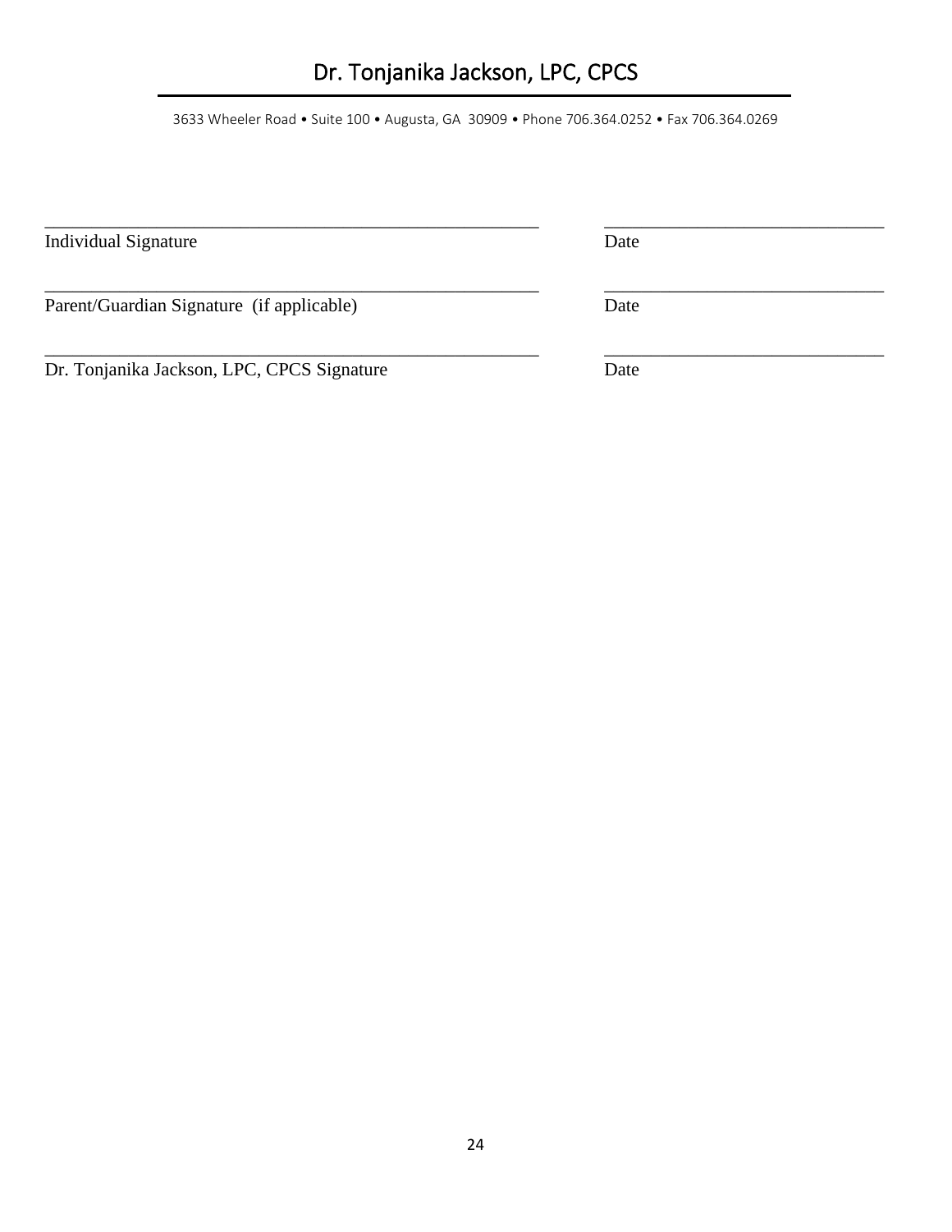_______________________________________________________  ______________________________

Individual Signature  Date

_______________________________________________________  ______________________________

Parent/Guardian Signature (if applicable)  Date

_______________________________________________________  ______________________________

Dr. Tonjanika Jackson, LPC, CPCS Signature  Date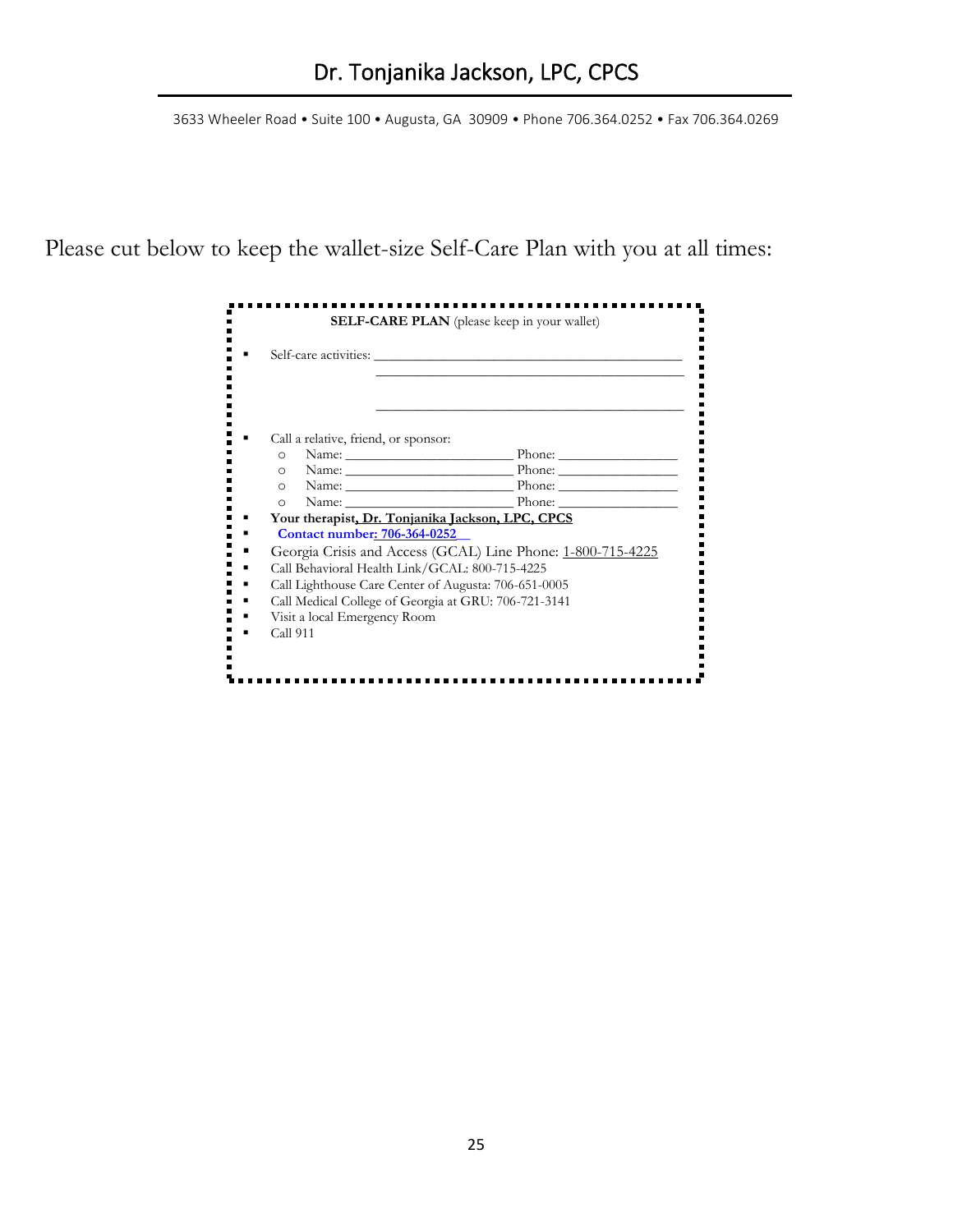Please cut below to keep the wallet-size Self-Care Plan with you at all times:

**SELF-CARE PLAN** (please keep in your wallet)

- Self-care activities: ___________________________________________
  ___________________________________________
  ___________________________________________
- Call a relative, friend, or sponsor:
  - Name: _______________________ Phone: ________________
  - Name: _______________________ Phone: ________________
  - Name: _______________________ Phone: ________________
  - Name: _______________________ Phone: ________________
- **Your therapist, Dr. Tonjanika Jackson, LPC, CPCS**
- **Contact number: 706-364-0252**
- Georgia Crisis and Access (GCAL) Line Phone: 1-800-715-4225
- Call Behavioral Health Link/GCAL: 800-715-4225
- Call Lighthouse Care Center of Augusta: 706-651-0005
- Call Medical College of Georgia at GRU: 706-721-3141
- Visit a local Emergency Room
- Call 911